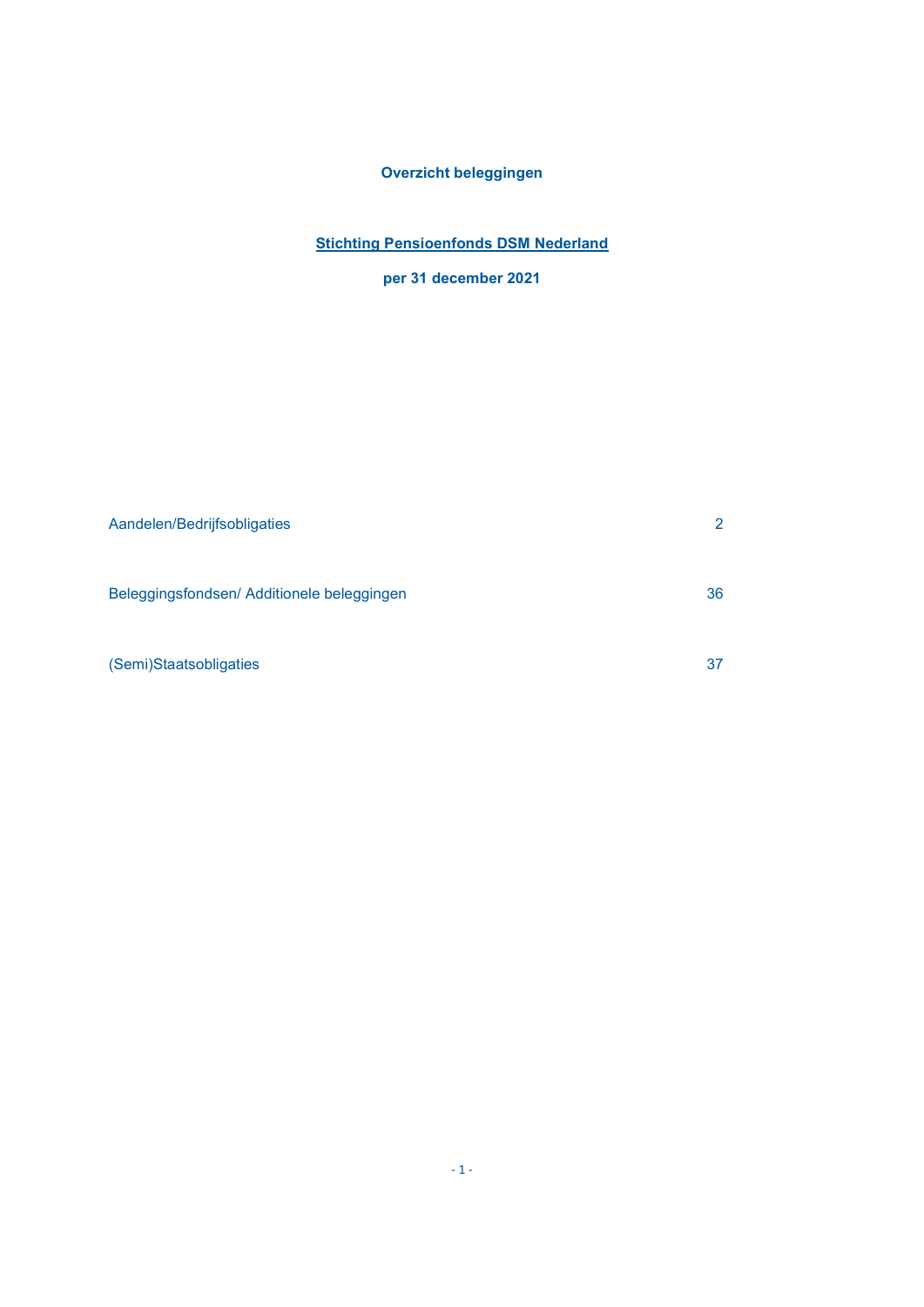# Overzicht beleggingen

## Stichting Pensioenfonds DSM Nederland

**per 31 december 2021**

| | |
|---|---|
| Aandelen/Bedrijfsobligaties | 2 |
| Beleggingsfondsen/ Additionele beleggingen | 36 |
| (Semi)Staatsobligaties | 37 |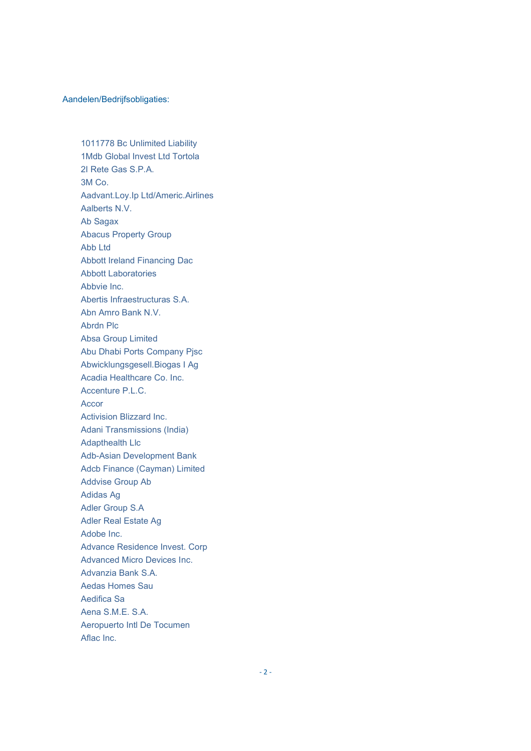Aandelen/Bedrijfsobligaties:

- 1011778 Bc Unlimited Liability
- 1Mdb Global Invest Ltd Tortola
- 2I Rete Gas S.P.A.
- 3M Co.
- Aadvant.Loy.Ip Ltd/Americ.Airlines
- Aalberts N.V.
- Ab Sagax
- Abacus Property Group
- Abb Ltd
- Abbott Ireland Financing Dac
- Abbott Laboratories
- Abbvie Inc.
- Abertis Infraestructuras S.A.
- Abn Amro Bank N.V.
- Abrdn Plc
- Absa Group Limited
- Abu Dhabi Ports Company Pjsc
- Abwicklungsgesell.Biogas I Ag
- Acadia Healthcare Co. Inc.
- Accenture P.L.C.
- Accor
- Activision Blizzard Inc.
- Adani Transmissions (India)
- Adapthealth Llc
- Adb-Asian Development Bank
- Adcb Finance (Cayman) Limited
- Addvise Group Ab
- Adidas Ag
- Adler Group S.A
- Adler Real Estate Ag
- Adobe Inc.
- Advance Residence Invest. Corp
- Advanced Micro Devices Inc.
- Advanzia Bank S.A.
- Aedas Homes Sau
- Aedifica Sa
- Aena S.M.E. S.A.
- Aeropuerto Intl De Tocumen
- Aflac Inc.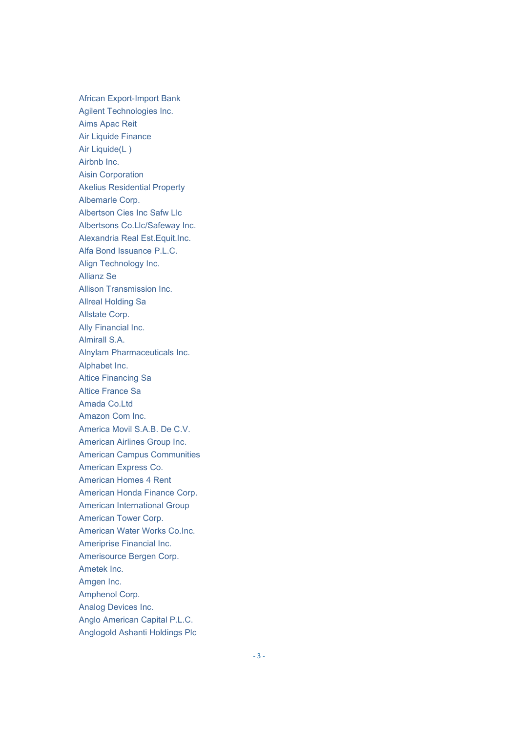African Export-Import Bank
Agilent Technologies Inc.
Aims Apac Reit
Air Liquide Finance
Air Liquide(L )
Airbnb Inc.
Aisin Corporation
Akelius Residential Property
Albemarle Corp.
Albertson Cies Inc Safw Llc
Albertsons Co.Llc/Safeway Inc.
Alexandria Real Est.Equit.Inc.
Alfa Bond Issuance P.L.C.
Align Technology Inc.
Allianz Se
Allison Transmission Inc.
Allreal Holding Sa
Allstate Corp.
Ally Financial Inc.
Almirall S.A.
Alnylam Pharmaceuticals Inc.
Alphabet Inc.
Altice Financing Sa
Altice France Sa
Amada Co.Ltd
Amazon Com Inc.
America Movil S.A.B. De C.V.
American Airlines Group Inc.
American Campus Communities
American Express Co.
American Homes 4 Rent
American Honda Finance Corp.
American International Group
American Tower Corp.
American Water Works Co.Inc.
Ameriprise Financial Inc.
Amerisource Bergen Corp.
Ametek Inc.
Amgen Inc.
Amphenol Corp.
Analog Devices Inc.
Anglo American Capital P.L.C.
Anglogold Ashanti Holdings Plc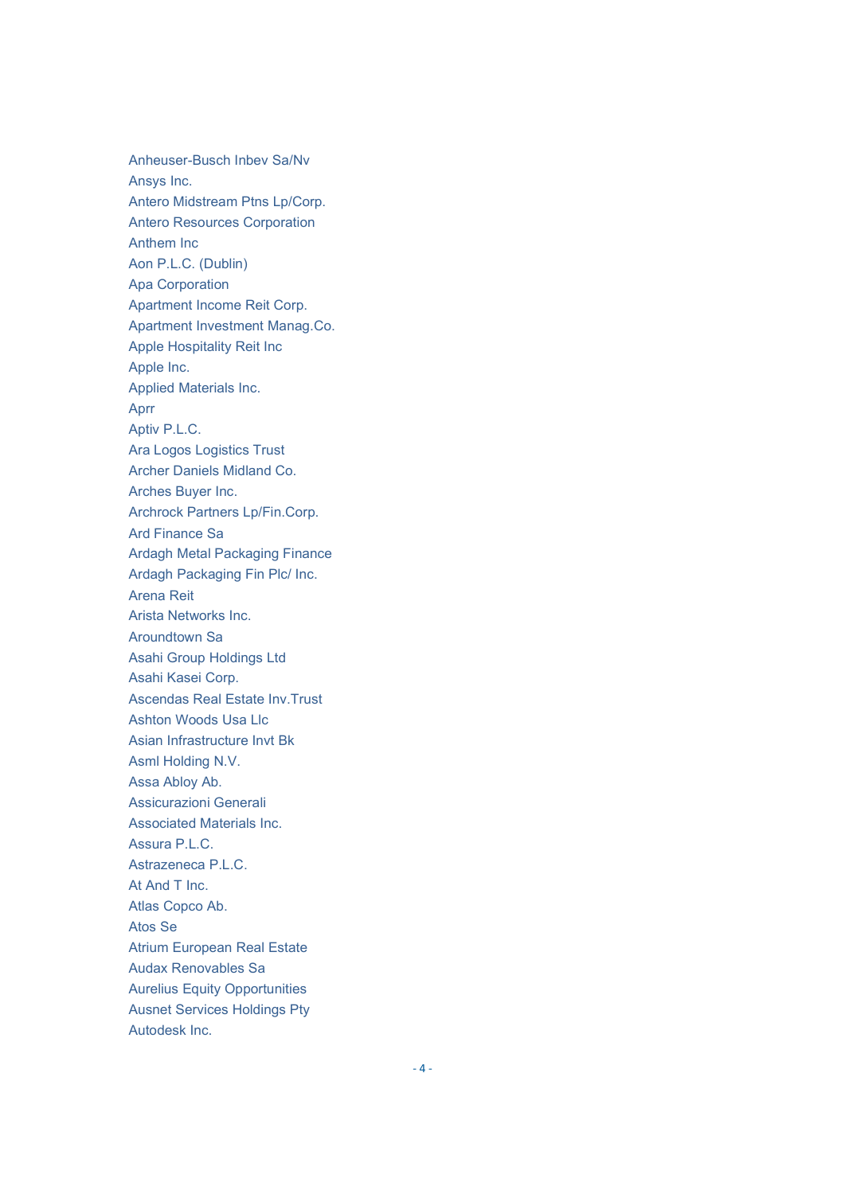Anheuser-Busch Inbev Sa/Nv
Ansys Inc.
Antero Midstream Ptns Lp/Corp.
Antero Resources Corporation
Anthem Inc
Aon P.L.C. (Dublin)
Apa Corporation
Apartment Income Reit Corp.
Apartment Investment Manag.Co.
Apple Hospitality Reit Inc
Apple Inc.
Applied Materials Inc.
Aprr
Aptiv P.L.C.
Ara Logos Logistics Trust
Archer Daniels Midland Co.
Arches Buyer Inc.
Archrock Partners Lp/Fin.Corp.
Ard Finance Sa
Ardagh Metal Packaging Finance
Ardagh Packaging Fin Plc/ Inc.
Arena Reit
Arista Networks Inc.
Aroundtown Sa
Asahi Group Holdings Ltd
Asahi Kasei Corp.
Ascendas Real Estate Inv.Trust
Ashton Woods Usa Llc
Asian Infrastructure Invt Bk
Asml Holding N.V.
Assa Abloy Ab.
Assicurazioni Generali
Associated Materials Inc.
Assura P.L.C.
Astrazeneca P.L.C.
At And T Inc.
Atlas Copco Ab.
Atos Se
Atrium European Real Estate
Audax Renovables Sa
Aurelius Equity Opportunities
Ausnet Services Holdings Pty
Autodesk Inc.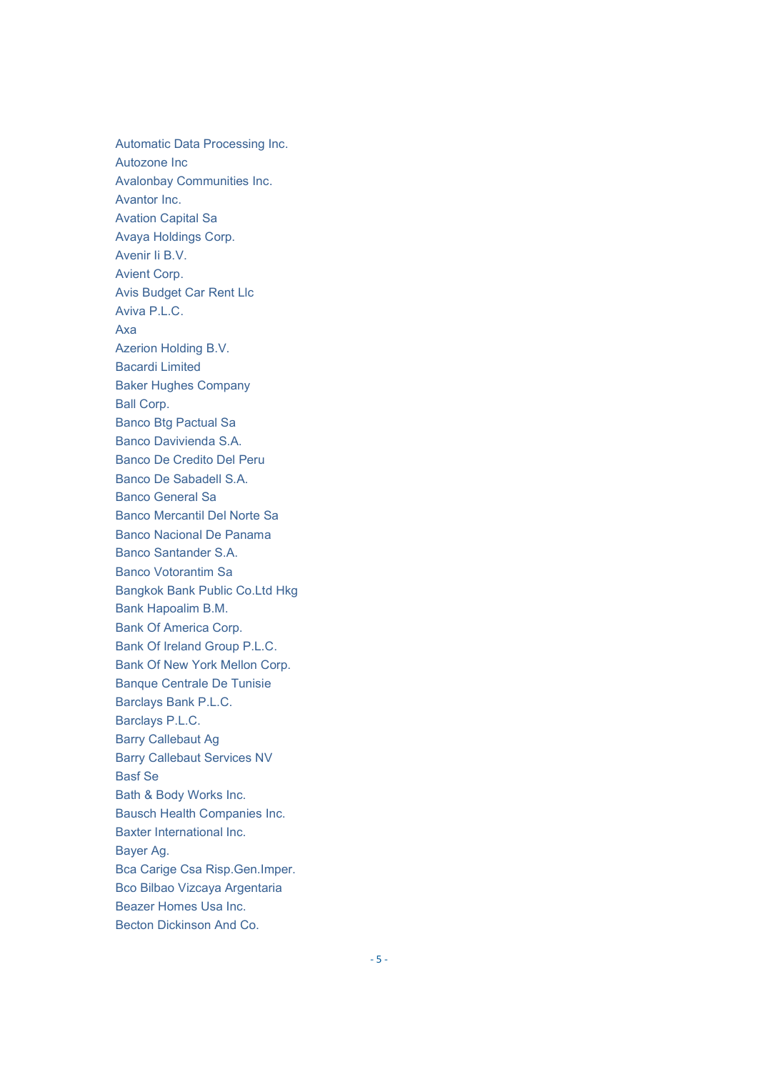Automatic Data Processing Inc.
Autozone Inc
Avalonbay Communities Inc.
Avantor Inc.
Avation Capital Sa
Avaya Holdings Corp.
Avenir Ii B.V.
Avient Corp.
Avis Budget Car Rent Llc
Aviva P.L.C.
Axa
Azerion Holding B.V.
Bacardi Limited
Baker Hughes Company
Ball Corp.
Banco Btg Pactual Sa
Banco Davivienda S.A.
Banco De Credito Del Peru
Banco De Sabadell S.A.
Banco General Sa
Banco Mercantil Del Norte Sa
Banco Nacional De Panama
Banco Santander S.A.
Banco Votorantim Sa
Bangkok Bank Public Co.Ltd Hkg
Bank Hapoalim B.M.
Bank Of America Corp.
Bank Of Ireland Group P.L.C.
Bank Of New York Mellon Corp.
Banque Centrale De Tunisie
Barclays Bank P.L.C.
Barclays P.L.C.
Barry Callebaut Ag
Barry Callebaut Services NV
Basf Se
Bath & Body Works Inc.
Bausch Health Companies Inc.
Baxter International Inc.
Bayer Ag.
Bca Carige Csa Risp.Gen.Imper.
Bco Bilbao Vizcaya Argentaria
Beazer Homes Usa Inc.
Becton Dickinson And Co.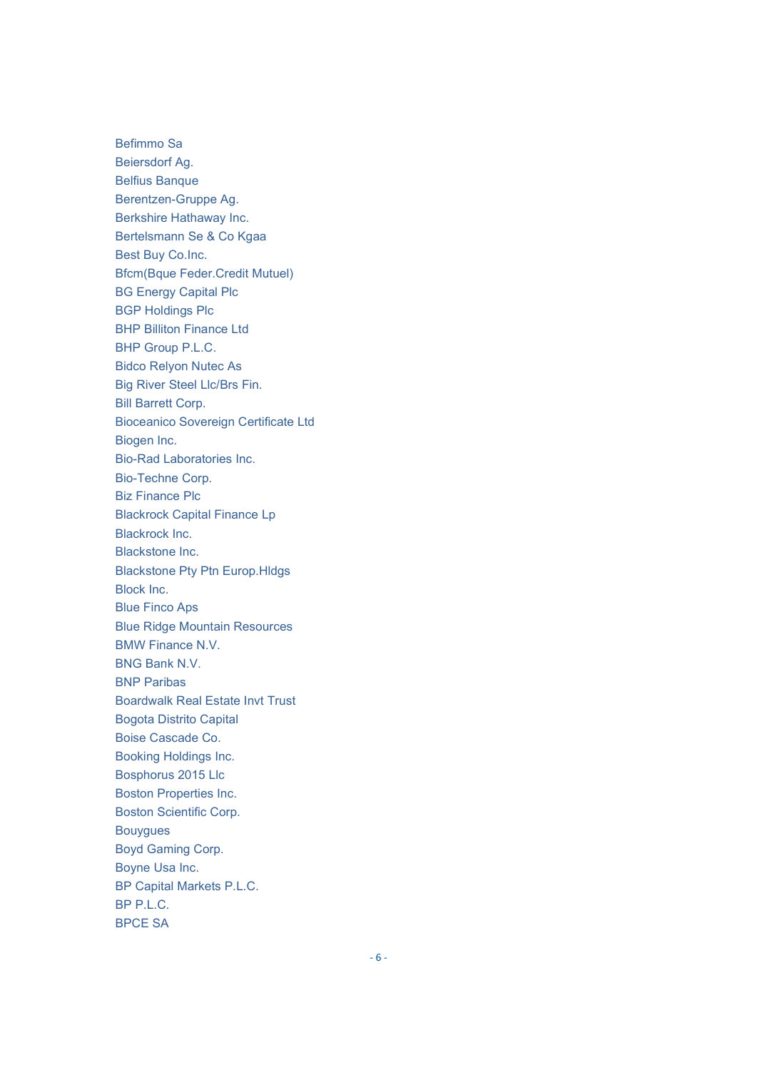Befimmo Sa
Beiersdorf Ag.
Belfius Banque
Berentzen-Gruppe Ag.
Berkshire Hathaway Inc.
Bertelsmann Se & Co Kgaa
Best Buy Co.Inc.
Bfcm(Bque Feder.Credit Mutuel)
BG Energy Capital Plc
BGP Holdings Plc
BHP Billiton Finance Ltd
BHP Group P.L.C.
Bidco Relyon Nutec As
Big River Steel Llc/Brs Fin.
Bill Barrett Corp.
Bioceanico Sovereign Certificate Ltd
Biogen Inc.
Bio-Rad Laboratories Inc.
Bio-Techne Corp.
Biz Finance Plc
Blackrock Capital Finance Lp
Blackrock Inc.
Blackstone Inc.
Blackstone Pty Ptn Europ.Hldgs
Block Inc.
Blue Finco Aps
Blue Ridge Mountain Resources
BMW Finance N.V.
BNG Bank N.V.
BNP Paribas
Boardwalk Real Estate Invt Trust
Bogota Distrito Capital
Boise Cascade Co.
Booking Holdings Inc.
Bosphorus 2015 Llc
Boston Properties Inc.
Boston Scientific Corp.
Bouygues
Boyd Gaming Corp.
Boyne Usa Inc.
BP Capital Markets P.L.C.
BP P.L.C.
BPCE SA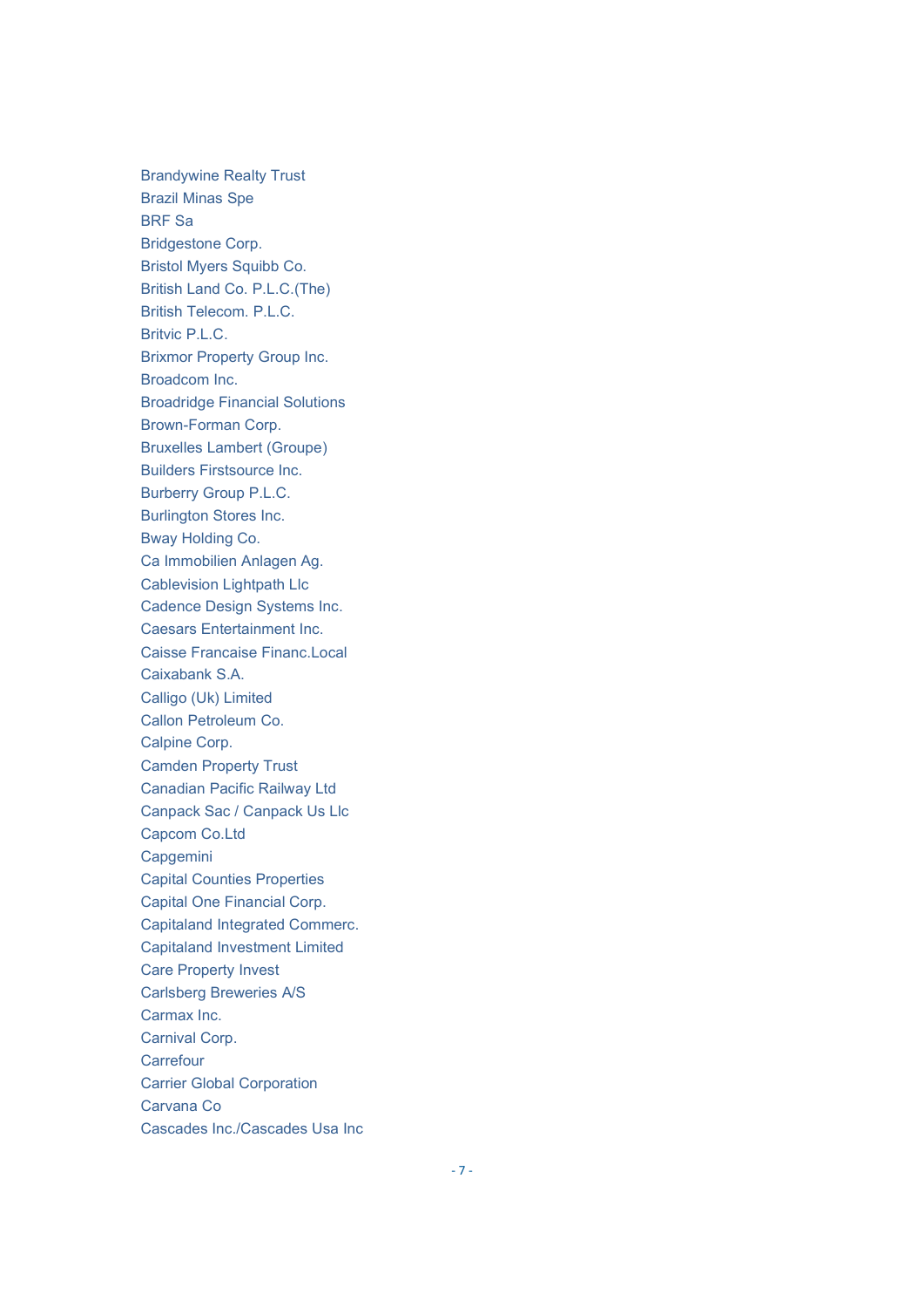Brandywine Realty Trust
Brazil Minas Spe
BRF Sa
Bridgestone Corp.
Bristol Myers Squibb Co.
British Land Co. P.L.C.(The)
British Telecom. P.L.C.
Britvic P.L.C.
Brixmor Property Group Inc.
Broadcom Inc.
Broadridge Financial Solutions
Brown-Forman Corp.
Bruxelles Lambert (Groupe)
Builders Firstsource Inc.
Burberry Group P.L.C.
Burlington Stores Inc.
Bway Holding Co.
Ca Immobilien Anlagen Ag.
Cablevision Lightpath Llc
Cadence Design Systems Inc.
Caesars Entertainment Inc.
Caisse Francaise Financ.Local
Caixabank S.A.
Calligo (Uk) Limited
Callon Petroleum Co.
Calpine Corp.
Camden Property Trust
Canadian Pacific Railway Ltd
Canpack Sac / Canpack Us Llc
Capcom Co.Ltd
Capgemini
Capital Counties Properties
Capital One Financial Corp.
Capitaland Integrated Commerc.
Capitaland Investment Limited
Care Property Invest
Carlsberg Breweries A/S
Carmax Inc.
Carnival Corp.
Carrefour
Carrier Global Corporation
Carvana Co
Cascades Inc./Cascades Usa Inc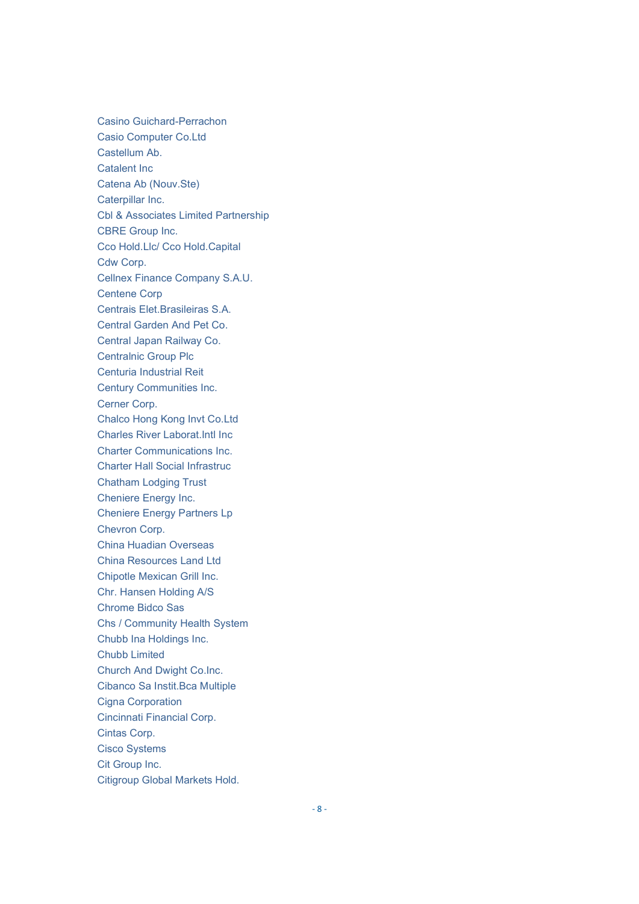Casino Guichard-Perrachon
Casio Computer Co.Ltd
Castellum Ab.
Catalent Inc
Catena Ab (Nouv.Ste)
Caterpillar Inc.
Cbl & Associates Limited Partnership
CBRE Group Inc.
Cco Hold.Llc/ Cco Hold.Capital
Cdw Corp.
Cellnex Finance Company S.A.U.
Centene Corp
Centrais Elet.Brasileiras S.A.
Central Garden And Pet Co.
Central Japan Railway Co.
Centralnic Group Plc
Centuria Industrial Reit
Century Communities Inc.
Cerner Corp.
Chalco Hong Kong Invt Co.Ltd
Charles River Laborat.Intl Inc
Charter Communications Inc.
Charter Hall Social Infrastruc
Chatham Lodging Trust
Cheniere Energy Inc.
Cheniere Energy Partners Lp
Chevron Corp.
China Huadian Overseas
China Resources Land Ltd
Chipotle Mexican Grill Inc.
Chr. Hansen Holding A/S
Chrome Bidco Sas
Chs / Community Health System
Chubb Ina Holdings Inc.
Chubb Limited
Church And Dwight Co.Inc.
Cibanco Sa Instit.Bca Multiple
Cigna Corporation
Cincinnati Financial Corp.
Cintas Corp.
Cisco Systems
Cit Group Inc.
Citigroup Global Markets Hold.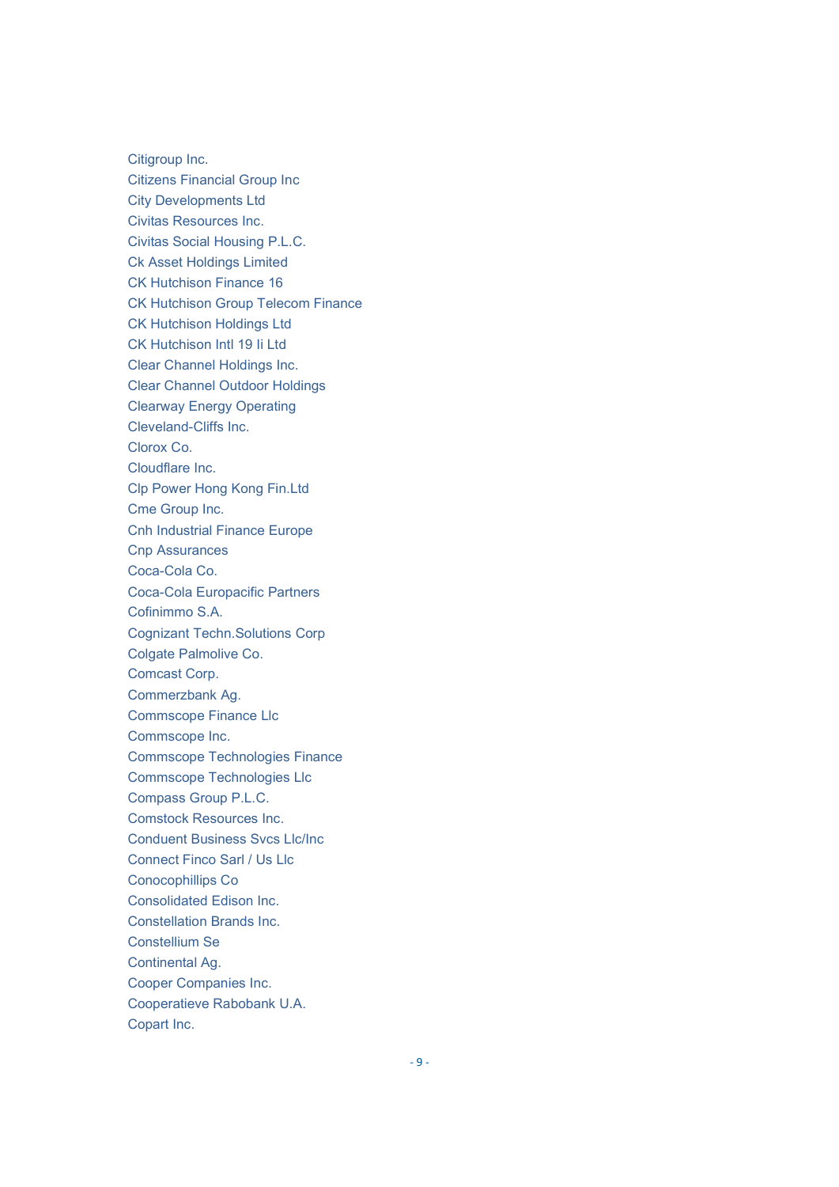Citigroup Inc.
Citizens Financial Group Inc
City Developments Ltd
Civitas Resources Inc.
Civitas Social Housing P.L.C.
Ck Asset Holdings Limited
CK Hutchison Finance 16
CK Hutchison Group Telecom Finance
CK Hutchison Holdings Ltd
CK Hutchison Intl 19 Ii Ltd
Clear Channel Holdings Inc.
Clear Channel Outdoor Holdings
Clearway Energy Operating
Cleveland-Cliffs Inc.
Clorox Co.
Cloudflare Inc.
Clp Power Hong Kong Fin.Ltd
Cme Group Inc.
Cnh Industrial Finance Europe
Cnp Assurances
Coca-Cola Co.
Coca-Cola Europacific Partners
Cofinimmo S.A.
Cognizant Techn.Solutions Corp
Colgate Palmolive Co.
Comcast Corp.
Commerzbank Ag.
Commscope Finance Llc
Commscope Inc.
Commscope Technologies Finance
Commscope Technologies Llc
Compass Group P.L.C.
Comstock Resources Inc.
Conduent Business Svcs Llc/Inc
Connect Finco Sarl / Us Llc
Conocophillips Co
Consolidated Edison Inc.
Constellation Brands Inc.
Constellium Se
Continental Ag.
Cooper Companies Inc.
Cooperatieve Rabobank U.A.
Copart Inc.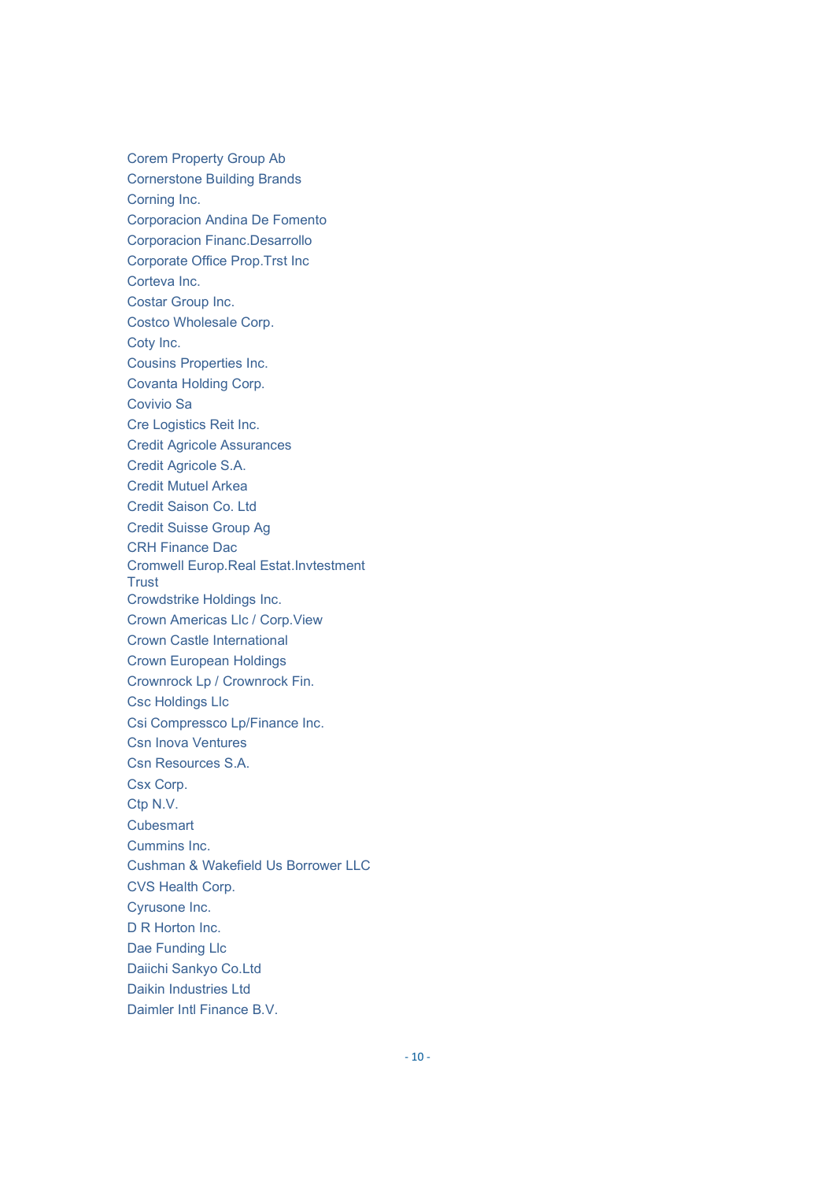Corem Property Group Ab
Cornerstone Building Brands
Corning Inc.
Corporacion Andina De Fomento
Corporacion Financ.Desarrollo
Corporate Office Prop.Trst Inc
Corteva Inc.
Costar Group Inc.
Costco Wholesale Corp.
Coty Inc.
Cousins Properties Inc.
Covanta Holding Corp.
Covivio Sa
Cre Logistics Reit Inc.
Credit Agricole Assurances
Credit Agricole S.A.
Credit Mutuel Arkea
Credit Saison Co. Ltd
Credit Suisse Group Ag
CRH Finance Dac
Cromwell Europ.Real Estat.Invtestment Trust
Crowdstrike Holdings Inc.
Crown Americas Llc / Corp.View
Crown Castle International
Crown European Holdings
Crownrock Lp / Crownrock Fin.
Csc Holdings Llc
Csi Compressco Lp/Finance Inc.
Csn Inova Ventures
Csn Resources S.A.
Csx Corp.
Ctp N.V.
Cubesmart
Cummins Inc.
Cushman & Wakefield Us Borrower LLC
CVS Health Corp.
Cyrusone Inc.
D R Horton Inc.
Dae Funding Llc
Daiichi Sankyo Co.Ltd
Daikin Industries Ltd
Daimler Intl Finance B.V.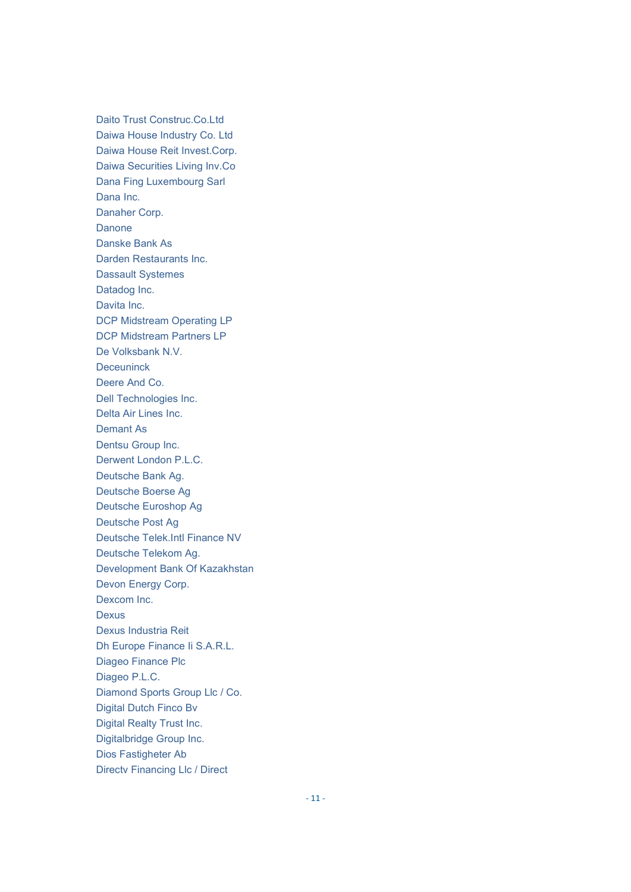Daito Trust Construc.Co.Ltd
Daiwa House Industry Co. Ltd
Daiwa House Reit Invest.Corp.
Daiwa Securities Living Inv.Co
Dana Fing Luxembourg Sarl
Dana Inc.
Danaher Corp.
Danone
Danske Bank As
Darden Restaurants Inc.
Dassault Systemes
Datadog Inc.
Davita Inc.
DCP Midstream Operating LP
DCP Midstream Partners LP
De Volksbank N.V.
Deceuninck
Deere And Co.
Dell Technologies Inc.
Delta Air Lines Inc.
Demant As
Dentsu Group Inc.
Derwent London P.L.C.
Deutsche Bank Ag.
Deutsche Boerse Ag
Deutsche Euroshop Ag
Deutsche Post Ag
Deutsche Telek.Intl Finance NV
Deutsche Telekom Ag.
Development Bank Of Kazakhstan
Devon Energy Corp.
Dexcom Inc.
Dexus
Dexus Industria Reit
Dh Europe Finance Ii S.A.R.L.
Diageo Finance Plc
Diageo P.L.C.
Diamond Sports Group Llc / Co.
Digital Dutch Finco Bv
Digital Realty Trust Inc.
Digitalbridge Group Inc.
Dios Fastigheter Ab
Directv Financing Llc / Direct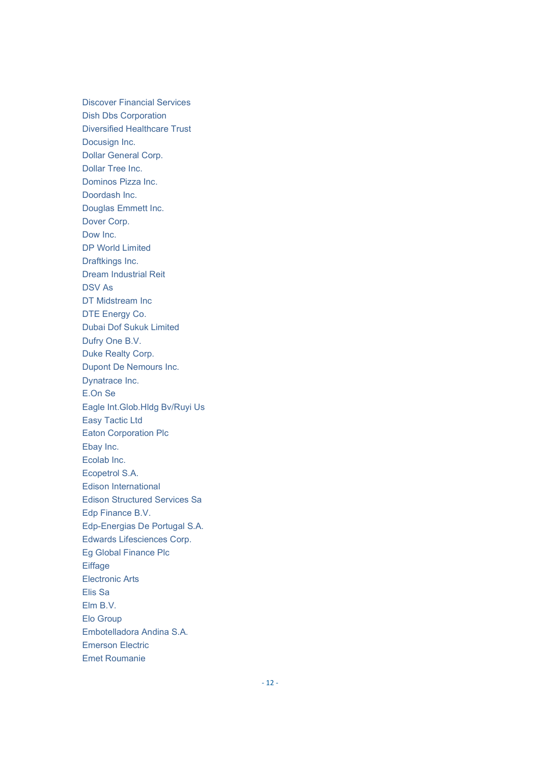Discover Financial Services
Dish Dbs Corporation
Diversified Healthcare Trust
Docusign Inc.
Dollar General Corp.
Dollar Tree Inc.
Dominos Pizza Inc.
Doordash Inc.
Douglas Emmett Inc.
Dover Corp.
Dow Inc.
DP World Limited
Draftkings Inc.
Dream Industrial Reit
DSV As
DT Midstream Inc
DTE Energy Co.
Dubai Dof Sukuk Limited
Dufry One B.V.
Duke Realty Corp.
Dupont De Nemours Inc.
Dynatrace Inc.
E.On Se
Eagle Int.Glob.Hldg Bv/Ruyi Us
Easy Tactic Ltd
Eaton Corporation Plc
Ebay Inc.
Ecolab Inc.
Ecopetrol S.A.
Edison International
Edison Structured Services Sa
Edp Finance B.V.
Edp-Energias De Portugal S.A.
Edwards Lifesciences Corp.
Eg Global Finance Plc
Eiffage
Electronic Arts
Elis Sa
Elm B.V.
Elo Group
Embotelladora Andina S.A.
Emerson Electric
Emet Roumanie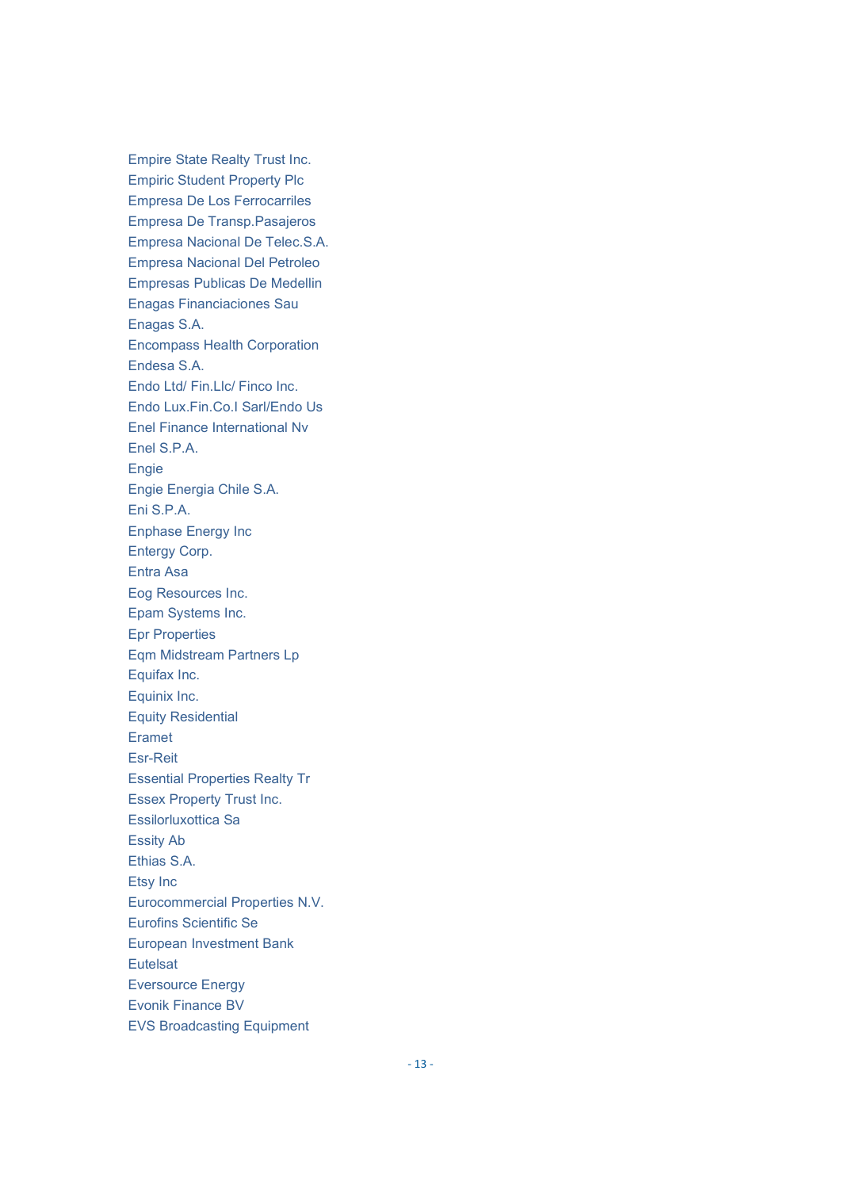Empire State Realty Trust Inc.
Empiric Student Property Plc
Empresa De Los Ferrocarriles
Empresa De Transp.Pasajeros
Empresa Nacional De Telec.S.A.
Empresa Nacional Del Petroleo
Empresas Publicas De Medellin
Enagas Financiaciones Sau
Enagas S.A.
Encompass Health Corporation
Endesa S.A.
Endo Ltd/ Fin.Llc/ Finco Inc.
Endo Lux.Fin.Co.I Sarl/Endo Us
Enel Finance International Nv
Enel S.P.A.
Engie
Engie Energia Chile S.A.
Eni S.P.A.
Enphase Energy Inc
Entergy Corp.
Entra Asa
Eog Resources Inc.
Epam Systems Inc.
Epr Properties
Eqm Midstream Partners Lp
Equifax Inc.
Equinix Inc.
Equity Residential
Eramet
Esr-Reit
Essential Properties Realty Tr
Essex Property Trust Inc.
Essilorluxottica Sa
Essity Ab
Ethias S.A.
Etsy Inc
Eurocommercial Properties N.V.
Eurofins Scientific Se
European Investment Bank
Eutelsat
Eversource Energy
Evonik Finance BV
EVS Broadcasting Equipment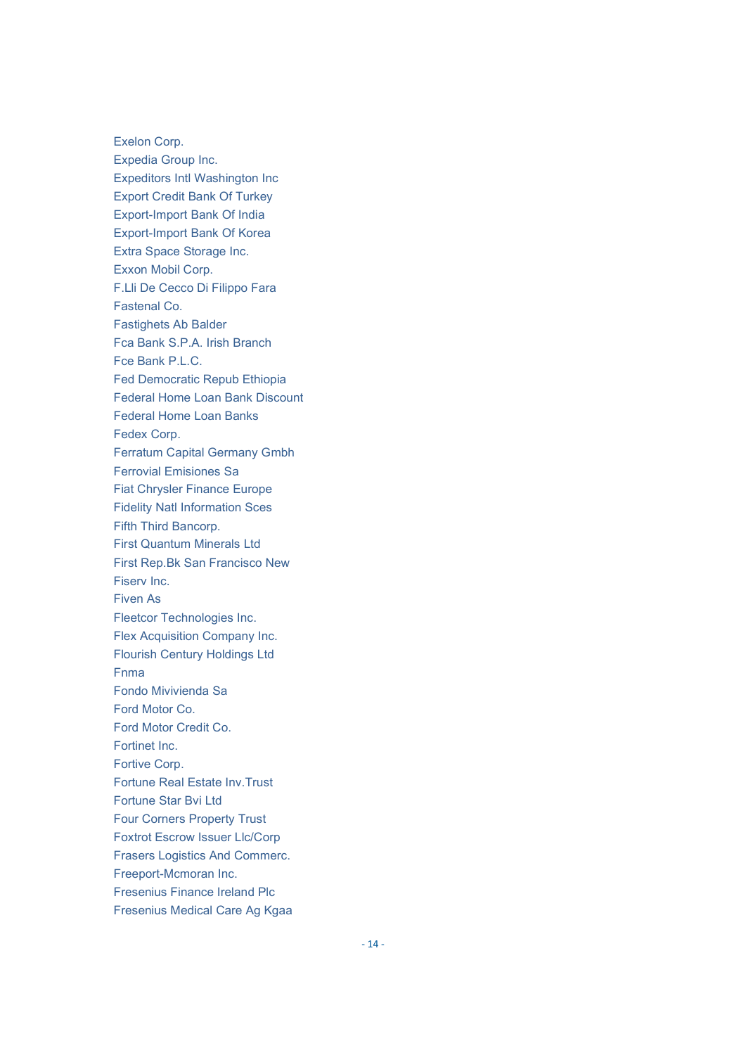Exelon Corp.
Expedia Group Inc.
Expeditors Intl Washington Inc
Export Credit Bank Of Turkey
Export-Import Bank Of India
Export-Import Bank Of Korea
Extra Space Storage Inc.
Exxon Mobil Corp.
F.Lli De Cecco Di Filippo Fara
Fastenal Co.
Fastighets Ab Balder
Fca Bank S.P.A. Irish Branch
Fce Bank P.L.C.
Fed Democratic Repub Ethiopia
Federal Home Loan Bank Discount
Federal Home Loan Banks
Fedex Corp.
Ferratum Capital Germany Gmbh
Ferrovial Emisiones Sa
Fiat Chrysler Finance Europe
Fidelity Natl Information Sces
Fifth Third Bancorp.
First Quantum Minerals Ltd
First Rep.Bk San Francisco New
Fiserv Inc.
Fiven As
Fleetcor Technologies Inc.
Flex Acquisition Company Inc.
Flourish Century Holdings Ltd
Fnma
Fondo Mivivienda Sa
Ford Motor Co.
Ford Motor Credit Co.
Fortinet Inc.
Fortive Corp.
Fortune Real Estate Inv.Trust
Fortune Star Bvi Ltd
Four Corners Property Trust
Foxtrot Escrow Issuer Llc/Corp
Frasers Logistics And Commerc.
Freeport-Mcmoran Inc.
Fresenius Finance Ireland Plc
Fresenius Medical Care Ag Kgaa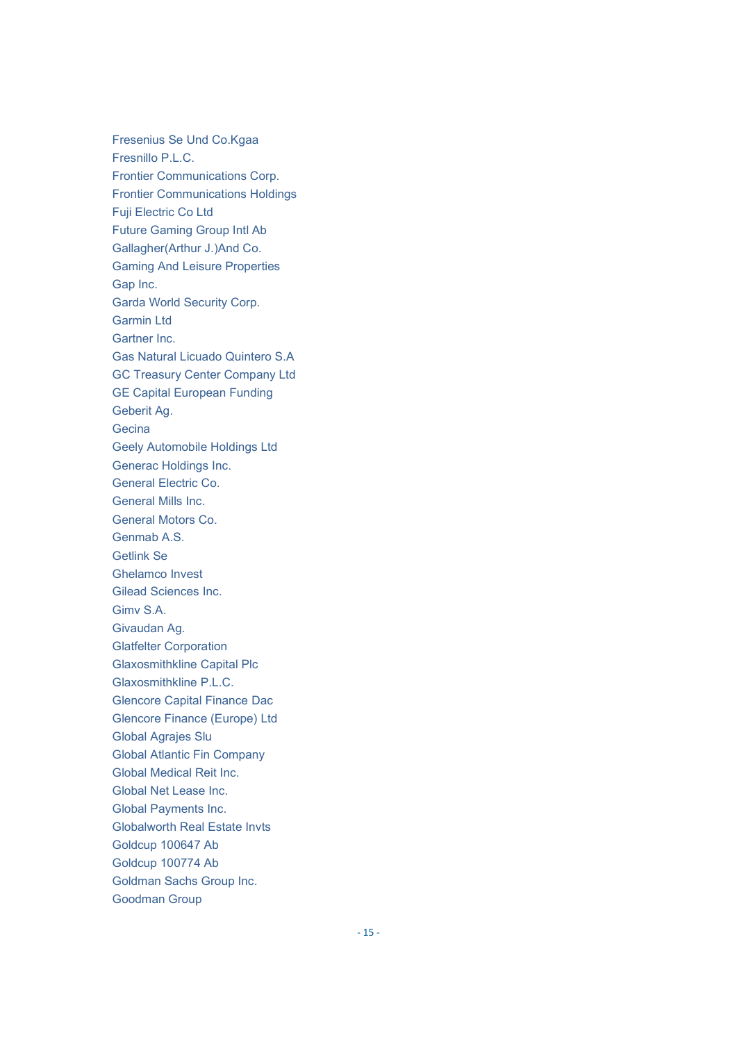Fresenius Se Und Co.Kgaa
Fresnillo P.L.C.
Frontier Communications Corp.
Frontier Communications Holdings
Fuji Electric Co Ltd
Future Gaming Group Intl Ab
Gallagher(Arthur J.)And Co.
Gaming And Leisure Properties
Gap Inc.
Garda World Security Corp.
Garmin Ltd
Gartner Inc.
Gas Natural Licuado Quintero S.A
GC Treasury Center Company Ltd
GE Capital European Funding
Geberit Ag.
Gecina
Geely Automobile Holdings Ltd
Generac Holdings Inc.
General Electric Co.
General Mills Inc.
General Motors Co.
Genmab A.S.
Getlink Se
Ghelamco Invest
Gilead Sciences Inc.
Gimv S.A.
Givaudan Ag.
Glatfelter Corporation
Glaxosmithkline Capital Plc
Glaxosmithkline P.L.C.
Glencore Capital Finance Dac
Glencore Finance (Europe) Ltd
Global Agrajes Slu
Global Atlantic Fin Company
Global Medical Reit Inc.
Global Net Lease Inc.
Global Payments Inc.
Globalworth Real Estate Invts
Goldcup 100647 Ab
Goldcup 100774 Ab
Goldman Sachs Group Inc.
Goodman Group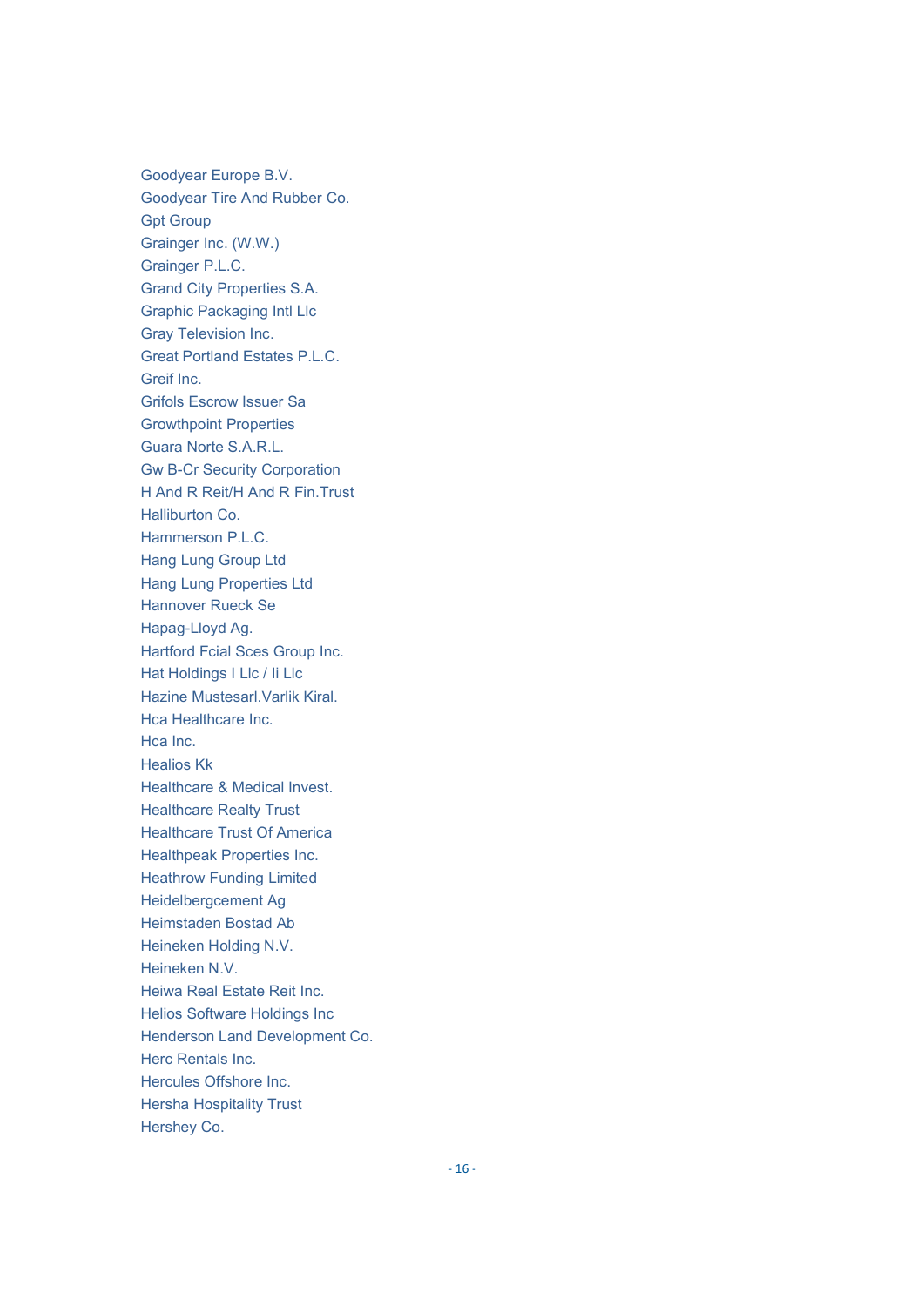Goodyear Europe B.V.
Goodyear Tire And Rubber Co.
Gpt Group
Grainger Inc. (W.W.)
Grainger P.L.C.
Grand City Properties S.A.
Graphic Packaging Intl Llc
Gray Television Inc.
Great Portland Estates P.L.C.
Greif Inc.
Grifols Escrow Issuer Sa
Growthpoint Properties
Guara Norte S.A.R.L.
Gw B-Cr Security Corporation
H And R Reit/H And R Fin.Trust
Halliburton Co.
Hammerson P.L.C.
Hang Lung Group Ltd
Hang Lung Properties Ltd
Hannover Rueck Se
Hapag-Lloyd Ag.
Hartford Fcial Sces Group Inc.
Hat Holdings I Llc / Ii Llc
Hazine Mustesarl.Varlik Kiral.
Hca Healthcare Inc.
Hca Inc.
Healios Kk
Healthcare & Medical Invest.
Healthcare Realty Trust
Healthcare Trust Of America
Healthpeak Properties Inc.
Heathrow Funding Limited
Heidelbergcement Ag
Heimstaden Bostad Ab
Heineken Holding N.V.
Heineken N.V.
Heiwa Real Estate Reit Inc.
Helios Software Holdings Inc
Henderson Land Development Co.
Herc Rentals Inc.
Hercules Offshore Inc.
Hersha Hospitality Trust
Hershey Co.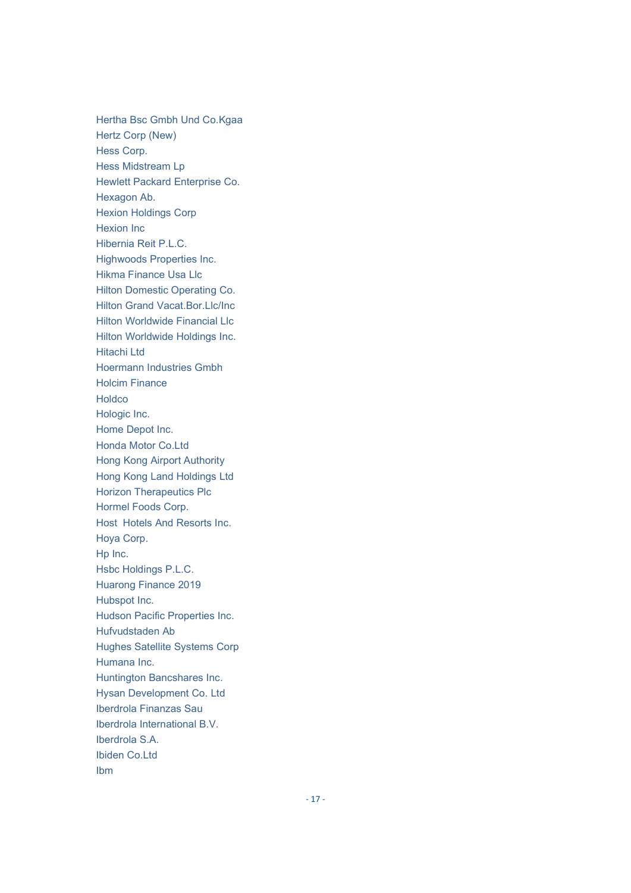Hertha Bsc Gmbh Und Co.Kgaa
Hertz Corp (New)
Hess Corp.
Hess Midstream Lp
Hewlett Packard Enterprise Co.
Hexagon Ab.
Hexion Holdings Corp
Hexion Inc
Hibernia Reit P.L.C.
Highwoods Properties Inc.
Hikma Finance Usa Llc
Hilton Domestic Operating Co.
Hilton Grand Vacat.Bor.Llc/Inc
Hilton Worldwide Financial Llc
Hilton Worldwide Holdings Inc.
Hitachi Ltd
Hoermann Industries Gmbh
Holcim Finance
Holdco
Hologic Inc.
Home Depot Inc.
Honda Motor Co.Ltd
Hong Kong Airport Authority
Hong Kong Land Holdings Ltd
Horizon Therapeutics Plc
Hormel Foods Corp.
Host Hotels And Resorts Inc.
Hoya Corp.
Hp Inc.
Hsbc Holdings P.L.C.
Huarong Finance 2019
Hubspot Inc.
Hudson Pacific Properties Inc.
Hufvudstaden Ab
Hughes Satellite Systems Corp
Humana Inc.
Huntington Bancshares Inc.
Hysan Development Co. Ltd
Iberdrola Finanzas Sau
Iberdrola International B.V.
Iberdrola S.A.
Ibiden Co.Ltd
Ibm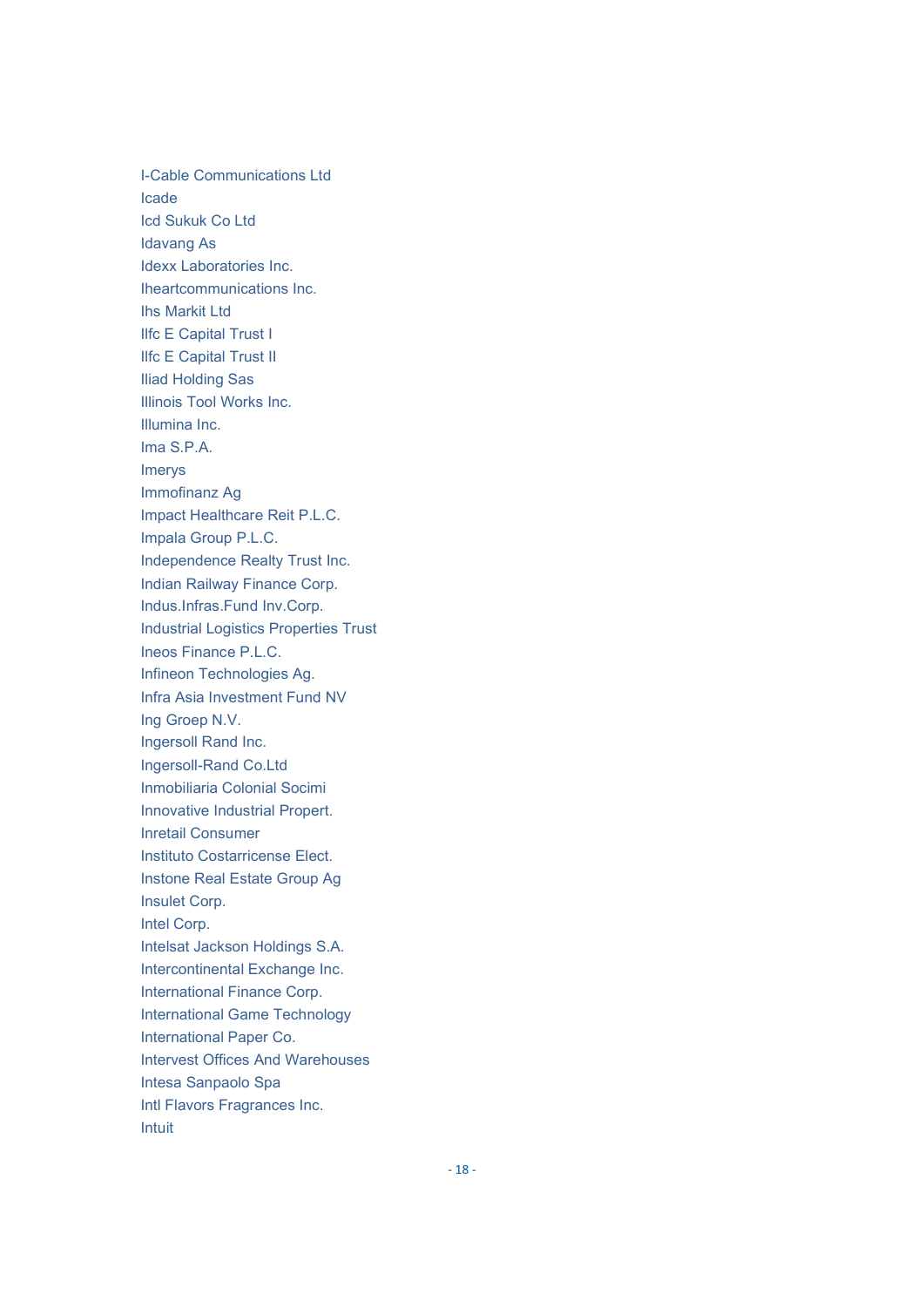I-Cable Communications Ltd
Icade
Icd Sukuk Co Ltd
Idavang As
Idexx Laboratories Inc.
Iheartcommunications Inc.
Ihs Markit Ltd
Ilfc E Capital Trust I
Ilfc E Capital Trust II
Iliad Holding Sas
Illinois Tool Works Inc.
Illumina Inc.
Ima S.P.A.
Imerys
Immofinanz Ag
Impact Healthcare Reit P.L.C.
Impala Group P.L.C.
Independence Realty Trust Inc.
Indian Railway Finance Corp.
Indus.Infras.Fund Inv.Corp.
Industrial Logistics Properties Trust
Ineos Finance P.L.C.
Infineon Technologies Ag.
Infra Asia Investment Fund NV
Ing Groep N.V.
Ingersoll Rand Inc.
Ingersoll-Rand Co.Ltd
Inmobiliaria Colonial Socimi
Innovative Industrial Propert.
Inretail Consumer
Instituto Costarricense Elect.
Instone Real Estate Group Ag
Insulet Corp.
Intel Corp.
Intelsat Jackson Holdings S.A.
Intercontinental Exchange Inc.
International Finance Corp.
International Game Technology
International Paper Co.
Intervest Offices And Warehouses
Intesa Sanpaolo Spa
Intl Flavors Fragrances Inc.
Intuit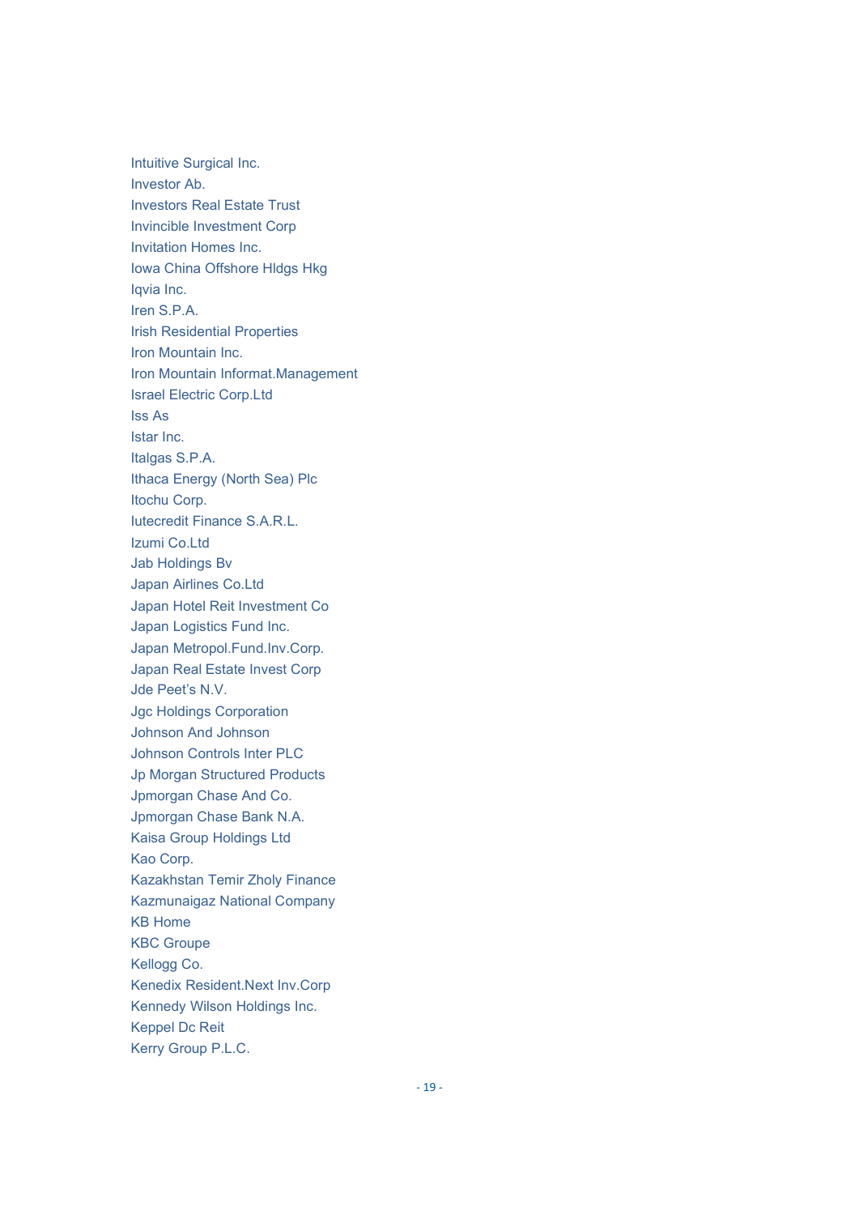Intuitive Surgical Inc.  
Investor Ab.  
Investors Real Estate Trust  
Invincible Investment Corp  
Invitation Homes Inc.  
Iowa China Offshore Hldgs Hkg  
Iqvia Inc.  
Iren S.P.A.  
Irish Residential Properties  
Iron Mountain Inc.  
Iron Mountain Informat.Management  
Israel Electric Corp.Ltd  
Iss As  
Istar Inc.  
Italgas S.P.A.  
Ithaca Energy (North Sea) Plc  
Itochu Corp.  
Iutecredit Finance S.A.R.L.  
Izumi Co.Ltd  
Jab Holdings Bv  
Japan Airlines Co.Ltd  
Japan Hotel Reit Investment Co  
Japan Logistics Fund Inc.  
Japan Metropol.Fund.Inv.Corp.  
Japan Real Estate Invest Corp  
Jde Peet's N.V.  
Jgc Holdings Corporation  
Johnson And Johnson  
Johnson Controls Inter PLC  
Jp Morgan Structured Products  
Jpmorgan Chase And Co.  
Jpmorgan Chase Bank N.A.  
Kaisa Group Holdings Ltd  
Kao Corp.  
Kazakhstan Temir Zholy Finance  
Kazmunaigaz National Company  
KB Home  
KBC Groupe  
Kellogg Co.  
Kenedix Resident.Next Inv.Corp  
Kennedy Wilson Holdings Inc.  
Keppel Dc Reit  
Kerry Group P.L.C.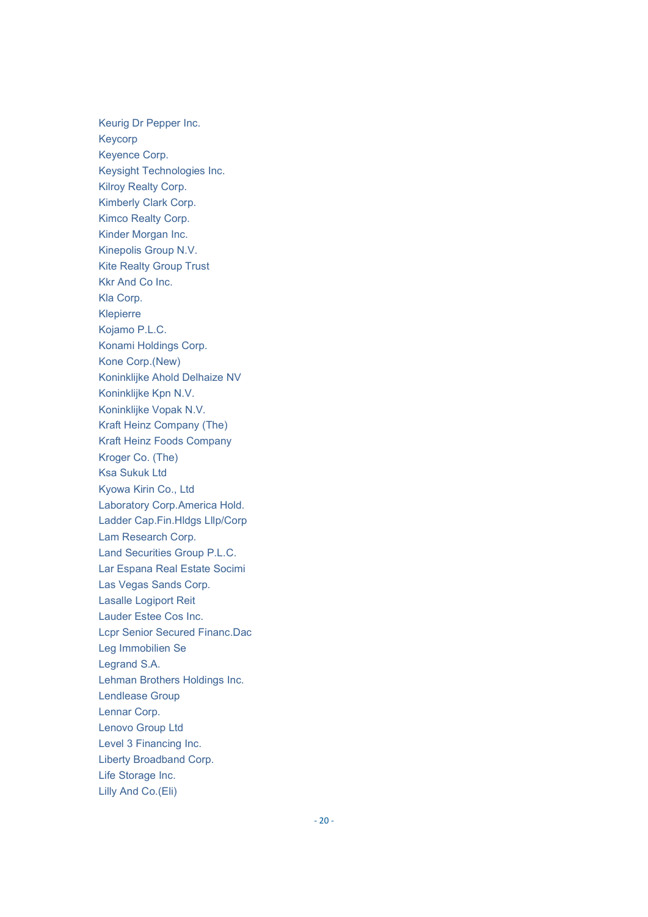Keurig Dr Pepper Inc.
Keycorp
Keyence Corp.
Keysight Technologies Inc.
Kilroy Realty Corp.
Kimberly Clark Corp.
Kimco Realty Corp.
Kinder Morgan Inc.
Kinepolis Group N.V.
Kite Realty Group Trust
Kkr And Co Inc.
Kla Corp.
Klepierre
Kojamo P.L.C.
Konami Holdings Corp.
Kone Corp.(New)
Koninklijke Ahold Delhaize NV
Koninklijke Kpn N.V.
Koninklijke Vopak N.V.
Kraft Heinz Company (The)
Kraft Heinz Foods Company
Kroger Co. (The)
Ksa Sukuk Ltd
Kyowa Kirin Co., Ltd
Laboratory Corp.America Hold.
Ladder Cap.Fin.Hldgs Lllp/Corp
Lam Research Corp.
Land Securities Group P.L.C.
Lar Espana Real Estate Socimi
Las Vegas Sands Corp.
Lasalle Logiport Reit
Lauder Estee Cos Inc.
Lcpr Senior Secured Financ.Dac
Leg Immobilien Se
Legrand S.A.
Lehman Brothers Holdings Inc.
Lendlease Group
Lennar Corp.
Lenovo Group Ltd
Level 3 Financing Inc.
Liberty Broadband Corp.
Life Storage Inc.
Lilly And Co.(Eli)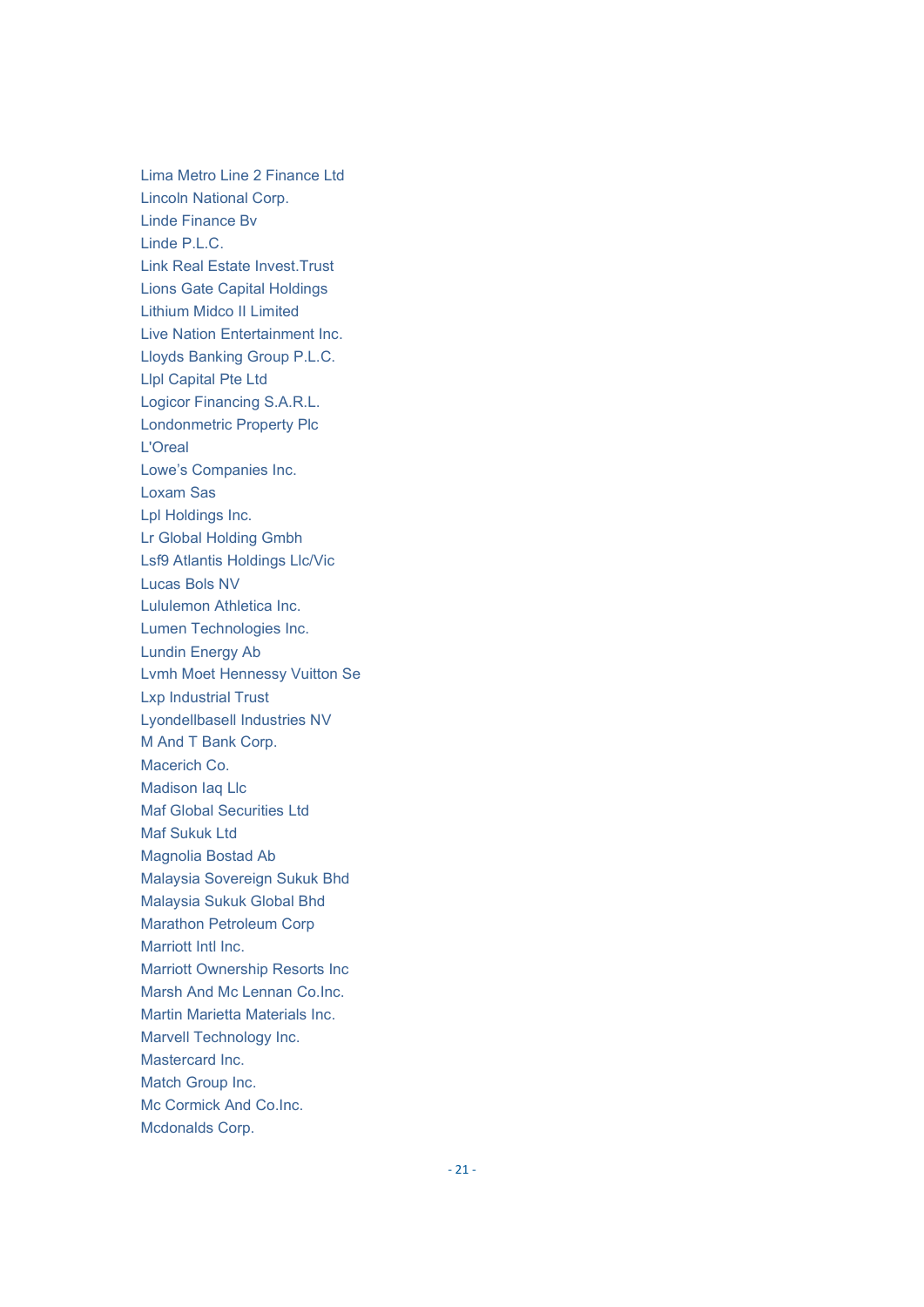Lima Metro Line 2 Finance Ltd
Lincoln National Corp.
Linde Finance Bv
Linde P.L.C.
Link Real Estate Invest.Trust
Lions Gate Capital Holdings
Lithium Midco II Limited
Live Nation Entertainment Inc.
Lloyds Banking Group P.L.C.
Llpl Capital Pte Ltd
Logicor Financing S.A.R.L.
Londonmetric Property Plc
L'Oreal
Lowe’s Companies Inc.
Loxam Sas
Lpl Holdings Inc.
Lr Global Holding Gmbh
Lsf9 Atlantis Holdings Llc/Vic
Lucas Bols NV
Lululemon Athletica Inc.
Lumen Technologies Inc.
Lundin Energy Ab
Lvmh Moet Hennessy Vuitton Se
Lxp Industrial Trust
Lyondellbasell Industries NV
M And T Bank Corp.
Macerich Co.
Madison Iaq Llc
Maf Global Securities Ltd
Maf Sukuk Ltd
Magnolia Bostad Ab
Malaysia Sovereign Sukuk Bhd
Malaysia Sukuk Global Bhd
Marathon Petroleum Corp
Marriott Intl Inc.
Marriott Ownership Resorts Inc
Marsh And Mc Lennan Co.Inc.
Martin Marietta Materials Inc.
Marvell Technology Inc.
Mastercard Inc.
Match Group Inc.
Mc Cormick And Co.Inc.
Mcdonalds Corp.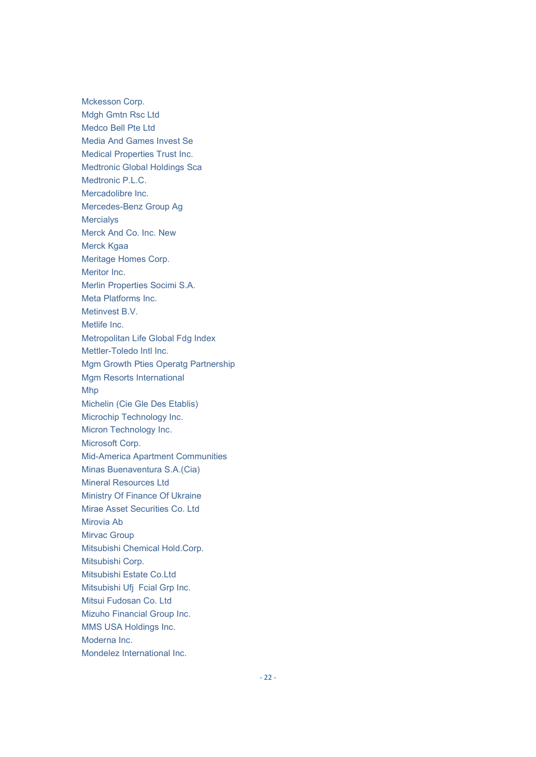Mckesson Corp.
Mdgh Gmtn Rsc Ltd
Medco Bell Pte Ltd
Media And Games Invest Se
Medical Properties Trust Inc.
Medtronic Global Holdings Sca
Medtronic P.L.C.
Mercadolibre Inc.
Mercedes-Benz Group Ag
Mercialys
Merck And Co. Inc. New
Merck Kgaa
Meritage Homes Corp.
Meritor Inc.
Merlin Properties Socimi S.A.
Meta Platforms Inc.
Metinvest B.V.
Metlife Inc.
Metropolitan Life Global Fdg Index
Mettler-Toledo Intl Inc.
Mgm Growth Pties Operatg Partnership
Mgm Resorts International
Mhp
Michelin (Cie Gle Des Etablis)
Microchip Technology Inc.
Micron Technology Inc.
Microsoft Corp.
Mid-America Apartment Communities
Minas Buenaventura S.A.(Cia)
Mineral Resources Ltd
Ministry Of Finance Of Ukraine
Mirae Asset Securities Co. Ltd
Mirovia Ab
Mirvac Group
Mitsubishi Chemical Hold.Corp.
Mitsubishi Corp.
Mitsubishi Estate Co.Ltd
Mitsubishi Ufj Fcial Grp Inc.
Mitsui Fudosan Co. Ltd
Mizuho Financial Group Inc.
MMS USA Holdings Inc.
Moderna Inc.
Mondelez International Inc.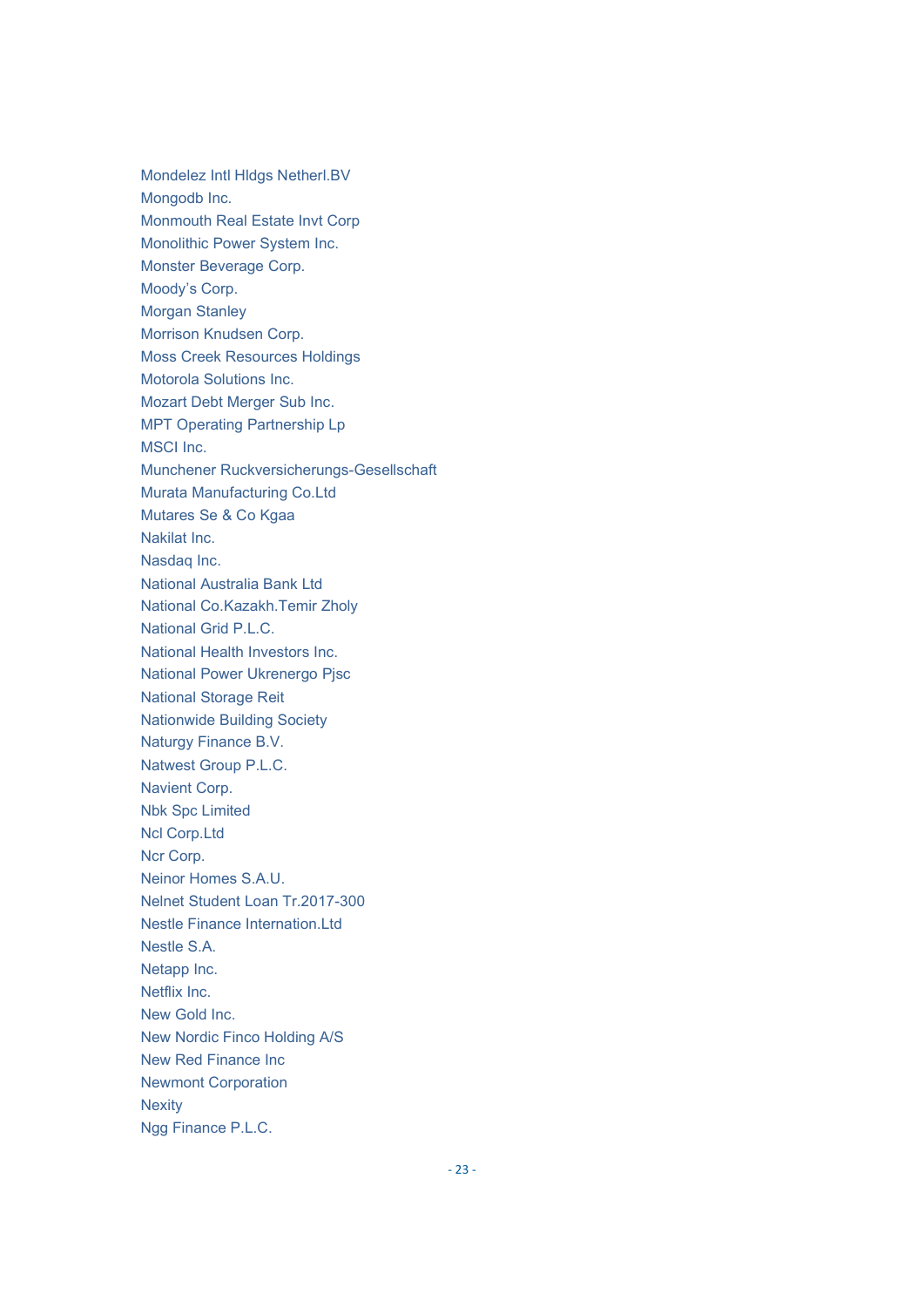Mondelez Intl Hldgs Netherl.BV
Mongodb Inc.
Monmouth Real Estate Invt Corp
Monolithic Power System Inc.
Monster Beverage Corp.
Moody's Corp.
Morgan Stanley
Morrison Knudsen Corp.
Moss Creek Resources Holdings
Motorola Solutions Inc.
Mozart Debt Merger Sub Inc.
MPT Operating Partnership Lp
MSCI Inc.
Munchener Ruckversicherungs-Gesellschaft
Murata Manufacturing Co.Ltd
Mutares Se & Co Kgaa
Nakilat Inc.
Nasdaq Inc.
National Australia Bank Ltd
National Co.Kazakh.Temir Zholy
National Grid P.L.C.
National Health Investors Inc.
National Power Ukrenergo Pjsc
National Storage Reit
Nationwide Building Society
Naturgy Finance B.V.
Natwest Group P.L.C.
Navient Corp.
Nbk Spc Limited
Ncl Corp.Ltd
Ncr Corp.
Neinor Homes S.A.U.
Nelnet Student Loan Tr.2017-300
Nestle Finance Internation.Ltd
Nestle S.A.
Netapp Inc.
Netflix Inc.
New Gold Inc.
New Nordic Finco Holding A/S
New Red Finance Inc
Newmont Corporation
Nexity
Ngg Finance P.L.C.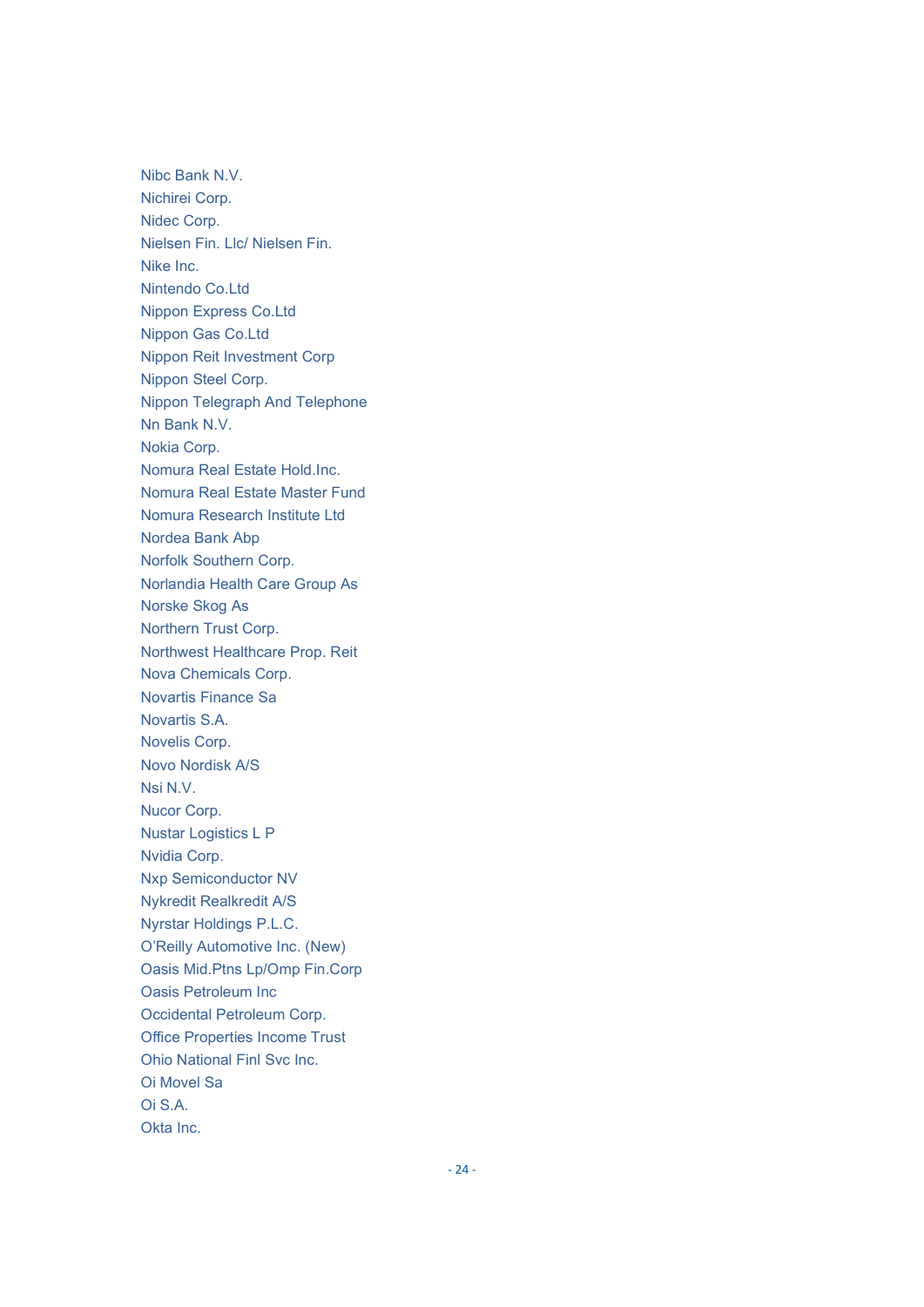Nibc Bank N.V.
Nichirei Corp.
Nidec Corp.
Nielsen Fin. Llc/ Nielsen Fin.
Nike Inc.
Nintendo Co.Ltd
Nippon Express Co.Ltd
Nippon Gas Co.Ltd
Nippon Reit Investment Corp
Nippon Steel Corp.
Nippon Telegraph And Telephone
Nn Bank N.V.
Nokia Corp.
Nomura Real Estate Hold.Inc.
Nomura Real Estate Master Fund
Nomura Research Institute Ltd
Nordea Bank Abp
Norfolk Southern Corp.
Norlandia Health Care Group As
Norske Skog As
Northern Trust Corp.
Northwest Healthcare Prop. Reit
Nova Chemicals Corp.
Novartis Finance Sa
Novartis S.A.
Novelis Corp.
Novo Nordisk A/S
Nsi N.V.
Nucor Corp.
Nustar Logistics L P
Nvidia Corp.
Nxp Semiconductor NV
Nykredit Realkredit A/S
Nyrstar Holdings P.L.C.
O'Reilly Automotive Inc. (New)
Oasis Mid.Ptns Lp/Omp Fin.Corp
Oasis Petroleum Inc
Occidental Petroleum Corp.
Office Properties Income Trust
Ohio National Finl Svc Inc.
Oi Movel Sa
Oi S.A.
Okta Inc.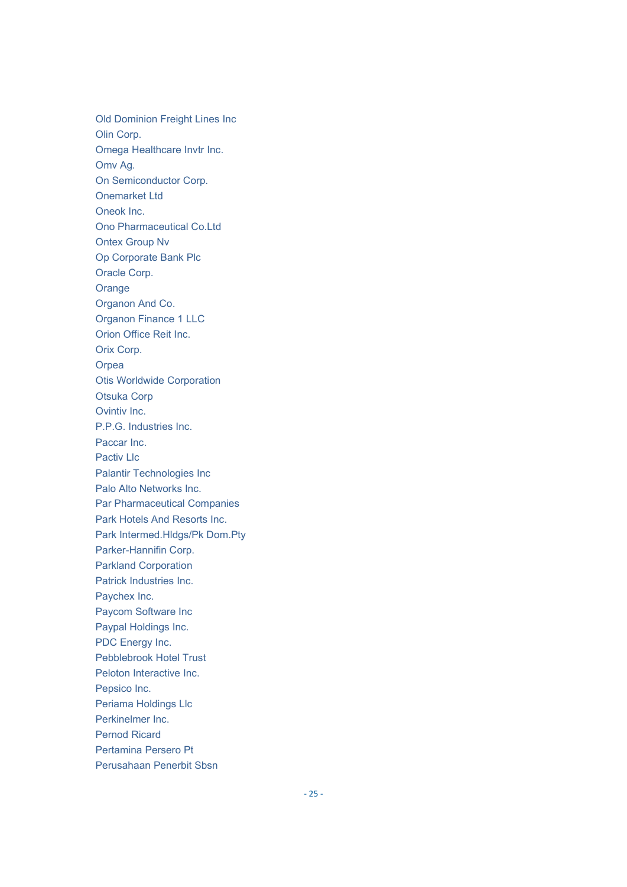Old Dominion Freight Lines Inc
Olin Corp.
Omega Healthcare Invtr Inc.
Omv Ag.
On Semiconductor Corp.
Onemarket Ltd
Oneok Inc.
Ono Pharmaceutical Co.Ltd
Ontex Group Nv
Op Corporate Bank Plc
Oracle Corp.
Orange
Organon And Co.
Organon Finance 1 LLC
Orion Office Reit Inc.
Orix Corp.
Orpea
Otis Worldwide Corporation
Otsuka Corp
Ovintiv Inc.
P.P.G. Industries Inc.
Paccar Inc.
Pactiv Llc
Palantir Technologies Inc
Palo Alto Networks Inc.
Par Pharmaceutical Companies
Park Hotels And Resorts Inc.
Park Intermed.Hldgs/Pk Dom.Pty
Parker-Hannifin Corp.
Parkland Corporation
Patrick Industries Inc.
Paychex Inc.
Paycom Software Inc
Paypal Holdings Inc.
PDC Energy Inc.
Pebblebrook Hotel Trust
Peloton Interactive Inc.
Pepsico Inc.
Periama Holdings Llc
Perkinelmer Inc.
Pernod Ricard
Pertamina Persero Pt
Perusahaan Penerbit Sbsn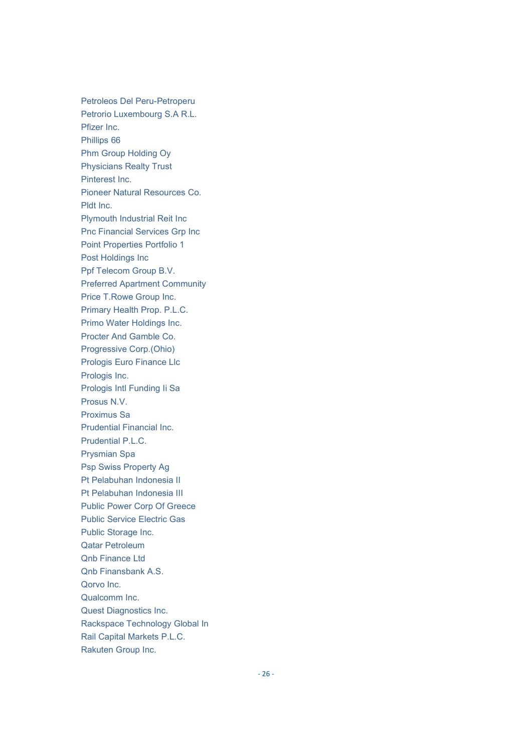Petroleos Del Peru-Petroperu
Petrorio Luxembourg S.A R.L.
Pfizer Inc.
Phillips 66
Phm Group Holding Oy
Physicians Realty Trust
Pinterest Inc.
Pioneer Natural Resources Co.
Pldt Inc.
Plymouth Industrial Reit Inc
Pnc Financial Services Grp Inc
Point Properties Portfolio 1
Post Holdings Inc
Ppf Telecom Group B.V.
Preferred Apartment Community
Price T.Rowe Group Inc.
Primary Health Prop. P.L.C.
Primo Water Holdings Inc.
Procter And Gamble Co.
Progressive Corp.(Ohio)
Prologis Euro Finance Llc
Prologis Inc.
Prologis Intl Funding Ii Sa
Prosus N.V.
Proximus Sa
Prudential Financial Inc.
Prudential P.L.C.
Prysmian Spa
Psp Swiss Property Ag
Pt Pelabuhan Indonesia II
Pt Pelabuhan Indonesia III
Public Power Corp Of Greece
Public Service Electric Gas
Public Storage Inc.
Qatar Petroleum
Qnb Finance Ltd
Qnb Finansbank A.S.
Qorvo Inc.
Qualcomm Inc.
Quest Diagnostics Inc.
Rackspace Technology Global In
Rail Capital Markets P.L.C.
Rakuten Group Inc.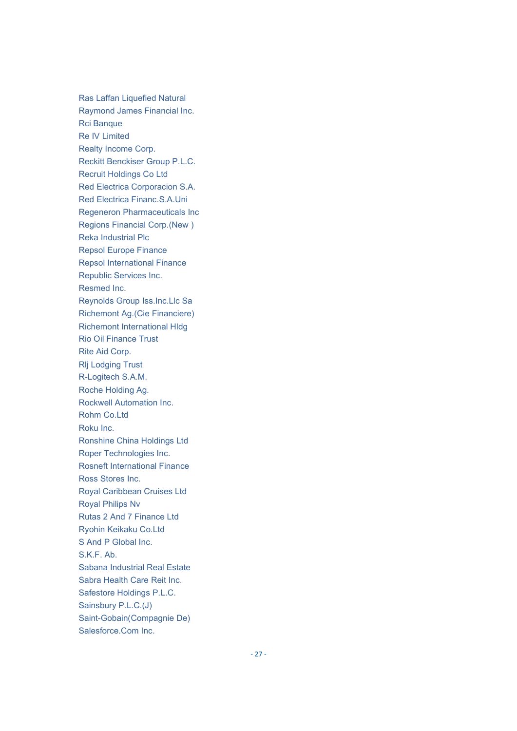Ras Laffan Liquefied Natural
Raymond James Financial Inc.
Rci Banque
Re IV Limited
Realty Income Corp.
Reckitt Benckiser Group P.L.C.
Recruit Holdings Co Ltd
Red Electrica Corporacion S.A.
Red Electrica Financ.S.A.Uni
Regeneron Pharmaceuticals Inc
Regions Financial Corp.(New )
Reka Industrial Plc
Repsol Europe Finance
Repsol International Finance
Republic Services Inc.
Resmed Inc.
Reynolds Group Iss.Inc.Llc Sa
Richemont Ag.(Cie Financiere)
Richemont International Hldg
Rio Oil Finance Trust
Rite Aid Corp.
Rlj Lodging Trust
R-Logitech S.A.M.
Roche Holding Ag.
Rockwell Automation Inc.
Rohm Co.Ltd
Roku Inc.
Ronshine China Holdings Ltd
Roper Technologies Inc.
Rosneft International Finance
Ross Stores Inc.
Royal Caribbean Cruises Ltd
Royal Philips Nv
Rutas 2 And 7 Finance Ltd
Ryohin Keikaku Co.Ltd
S And P Global Inc.
S.K.F. Ab.
Sabana Industrial Real Estate
Sabra Health Care Reit Inc.
Safestore Holdings P.L.C.
Sainsbury P.L.C.(J)
Saint-Gobain(Compagnie De)
Salesforce.Com Inc.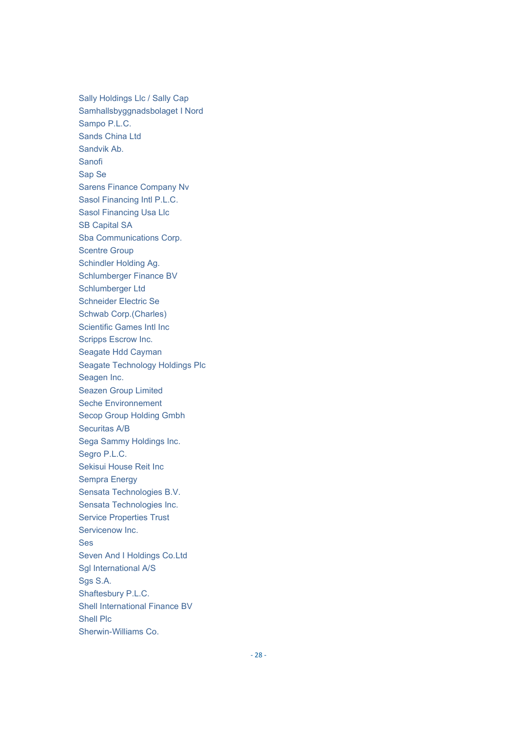Sally Holdings Llc / Sally Cap
Samhallsbyggnadsbolaget I Nord
Sampo P.L.C.
Sands China Ltd
Sandvik Ab.
Sanofi
Sap Se
Sarens Finance Company Nv
Sasol Financing Intl P.L.C.
Sasol Financing Usa Llc
SB Capital SA
Sba Communications Corp.
Scentre Group
Schindler Holding Ag.
Schlumberger Finance BV
Schlumberger Ltd
Schneider Electric Se
Schwab Corp.(Charles)
Scientific Games Intl Inc
Scripps Escrow Inc.
Seagate Hdd Cayman
Seagate Technology Holdings Plc
Seagen Inc.
Seazen Group Limited
Seche Environnement
Secop Group Holding Gmbh
Securitas A/B
Sega Sammy Holdings Inc.
Segro P.L.C.
Sekisui House Reit Inc
Sempra Energy
Sensata Technologies B.V.
Sensata Technologies Inc.
Service Properties Trust
Servicenow Inc.
Ses
Seven And I Holdings Co.Ltd
Sgl International A/S
Sgs S.A.
Shaftesbury P.L.C.
Shell International Finance BV
Shell Plc
Sherwin-Williams Co.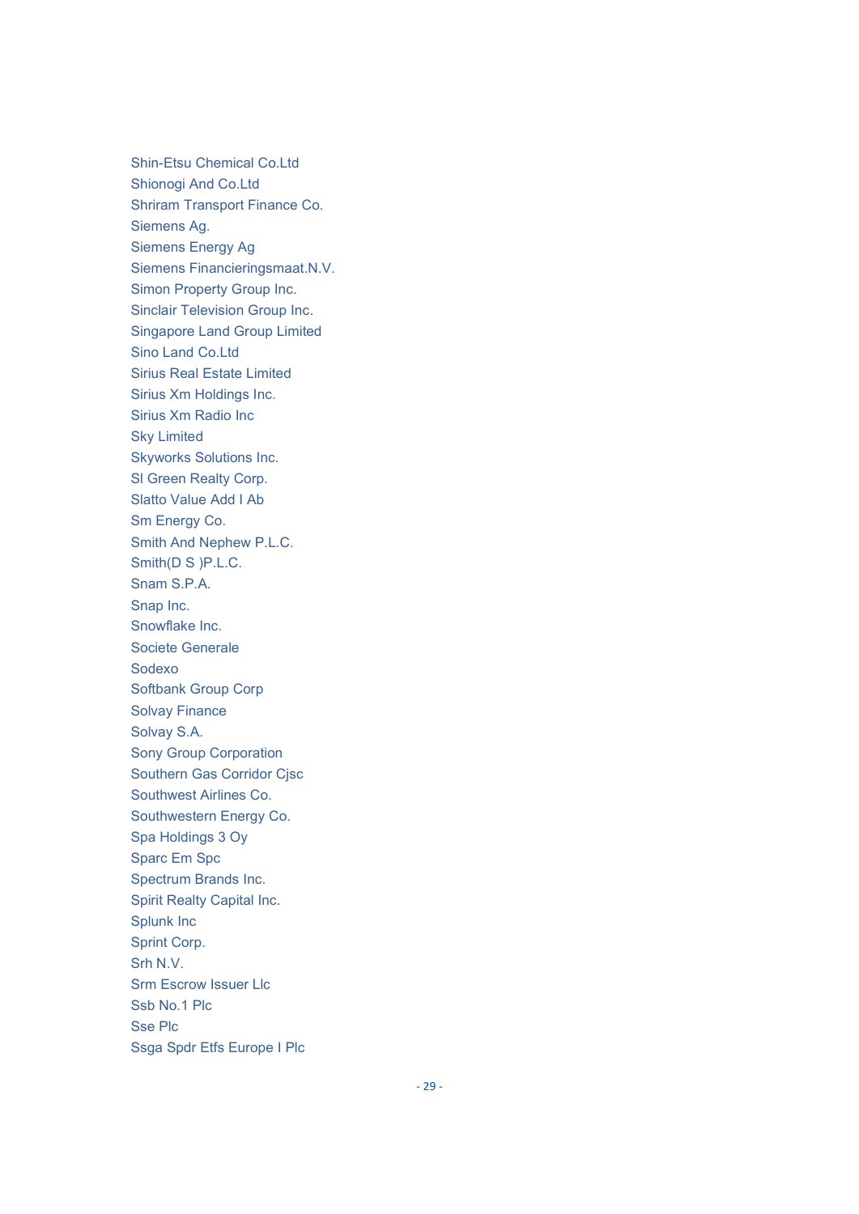Shin-Etsu Chemical Co.Ltd
Shionogi And Co.Ltd
Shriram Transport Finance Co.
Siemens Ag.
Siemens Energy Ag
Siemens Financieringsmaat.N.V.
Simon Property Group Inc.
Sinclair Television Group Inc.
Singapore Land Group Limited
Sino Land Co.Ltd
Sirius Real Estate Limited
Sirius Xm Holdings Inc.
Sirius Xm Radio Inc
Sky Limited
Skyworks Solutions Inc.
Sl Green Realty Corp.
Slatto Value Add I Ab
Sm Energy Co.
Smith And Nephew P.L.C.
Smith(D S )P.L.C.
Snam S.P.A.
Snap Inc.
Snowflake Inc.
Societe Generale
Sodexo
Softbank Group Corp
Solvay Finance
Solvay S.A.
Sony Group Corporation
Southern Gas Corridor Cjsc
Southwest Airlines Co.
Southwestern Energy Co.
Spa Holdings 3 Oy
Sparc Em Spc
Spectrum Brands Inc.
Spirit Realty Capital Inc.
Splunk Inc
Sprint Corp.
Srh N.V.
Srm Escrow Issuer Llc
Ssb No.1 Plc
Sse Plc
Ssga Spdr Etfs Europe I Plc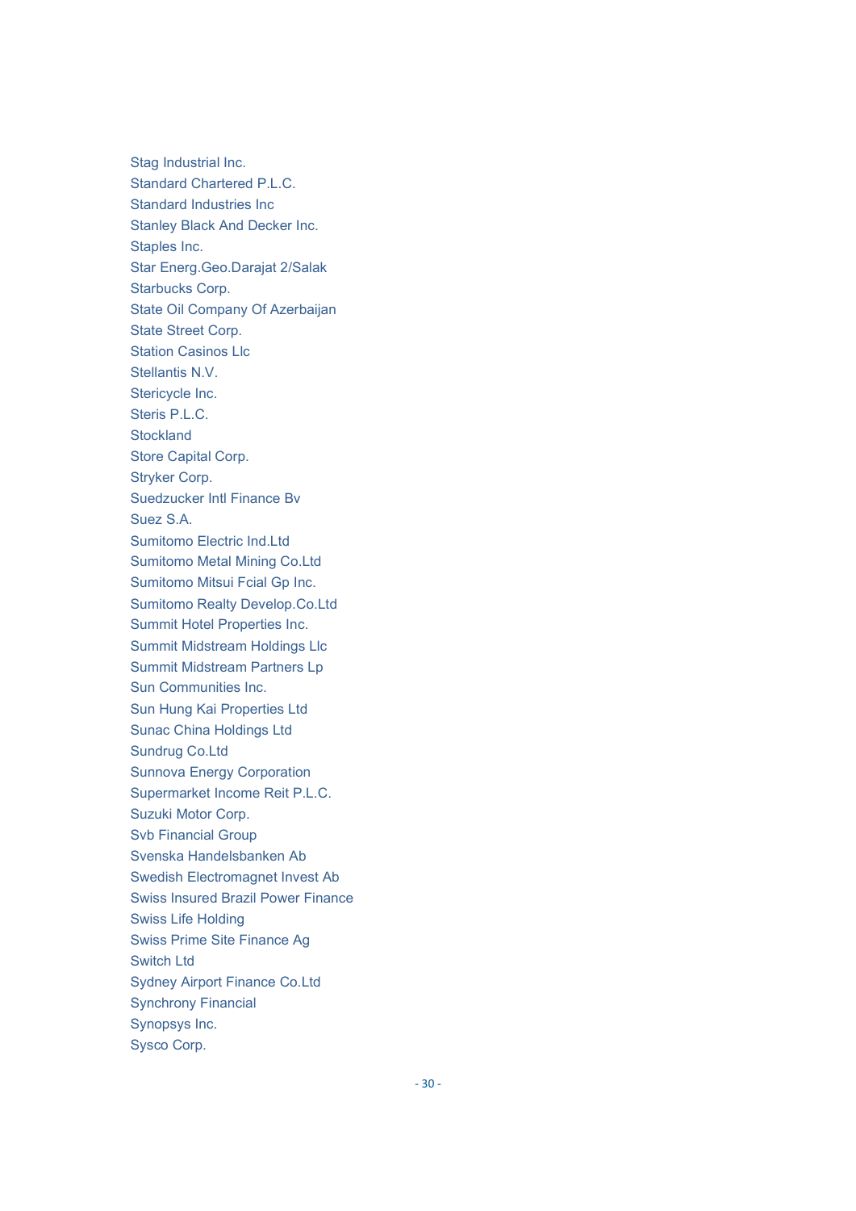Stag Industrial Inc.
Standard Chartered P.L.C.
Standard Industries Inc
Stanley Black And Decker Inc.
Staples Inc.
Star Energ.Geo.Darajat 2/Salak
Starbucks Corp.
State Oil Company Of Azerbaijan
State Street Corp.
Station Casinos Llc
Stellantis N.V.
Stericycle Inc.
Steris P.L.C.
Stockland
Store Capital Corp.
Stryker Corp.
Suedzucker Intl Finance Bv
Suez S.A.
Sumitomo Electric Ind.Ltd
Sumitomo Metal Mining Co.Ltd
Sumitomo Mitsui Fcial Gp Inc.
Sumitomo Realty Develop.Co.Ltd
Summit Hotel Properties Inc.
Summit Midstream Holdings Llc
Summit Midstream Partners Lp
Sun Communities Inc.
Sun Hung Kai Properties Ltd
Sunac China Holdings Ltd
Sundrug Co.Ltd
Sunnova Energy Corporation
Supermarket Income Reit P.L.C.
Suzuki Motor Corp.
Svb Financial Group
Svenska Handelsbanken Ab
Swedish Electromagnet Invest Ab
Swiss Insured Brazil Power Finance
Swiss Life Holding
Swiss Prime Site Finance Ag
Switch Ltd
Sydney Airport Finance Co.Ltd
Synchrony Financial
Synopsys Inc.
Sysco Corp.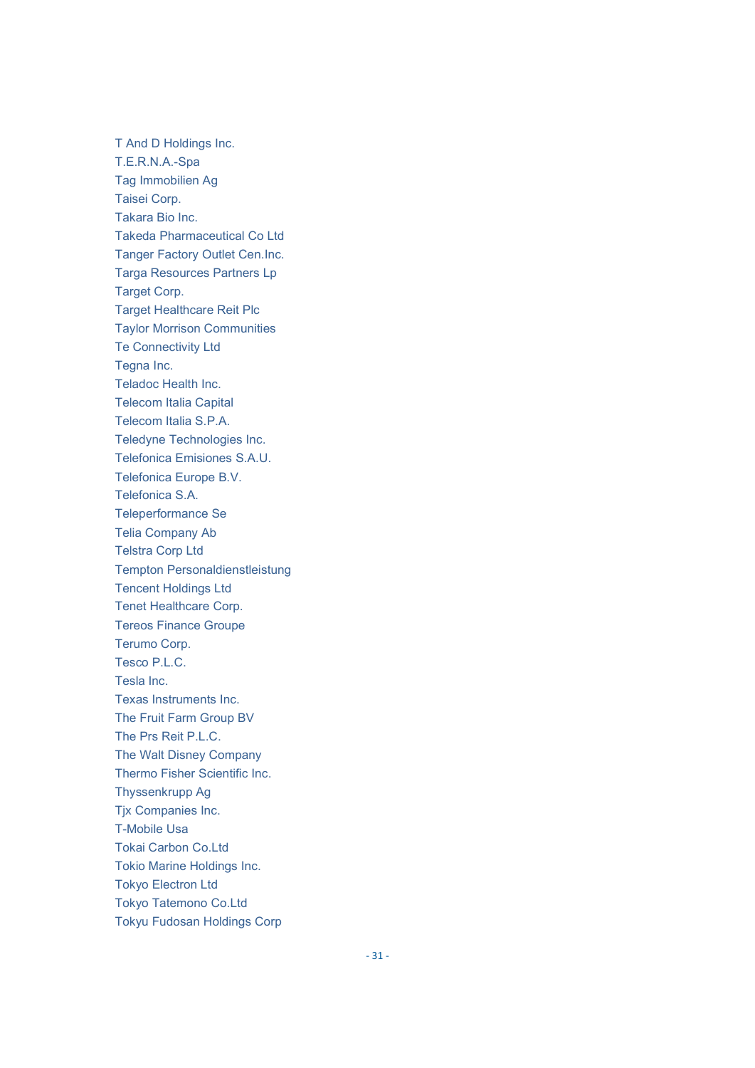T And D Holdings Inc.
T.E.R.N.A.-Spa
Tag Immobilien Ag
Taisei Corp.
Takara Bio Inc.
Takeda Pharmaceutical Co Ltd
Tanger Factory Outlet Cen.Inc.
Targa Resources Partners Lp
Target Corp.
Target Healthcare Reit Plc
Taylor Morrison Communities
Te Connectivity Ltd
Tegna Inc.
Teladoc Health Inc.
Telecom Italia Capital
Telecom Italia S.P.A.
Teledyne Technologies Inc.
Telefonica Emisiones S.A.U.
Telefonica Europe B.V.
Telefonica S.A.
Teleperformance Se
Telia Company Ab
Telstra Corp Ltd
Tempton Personaldienstleistung
Tencent Holdings Ltd
Tenet Healthcare Corp.
Tereos Finance Groupe
Terumo Corp.
Tesco P.L.C.
Tesla Inc.
Texas Instruments Inc.
The Fruit Farm Group BV
The Prs Reit P.L.C.
The Walt Disney Company
Thermo Fisher Scientific Inc.
Thyssenkrupp Ag
Tjx Companies Inc.
T-Mobile Usa
Tokai Carbon Co.Ltd
Tokio Marine Holdings Inc.
Tokyo Electron Ltd
Tokyo Tatemono Co.Ltd
Tokyu Fudosan Holdings Corp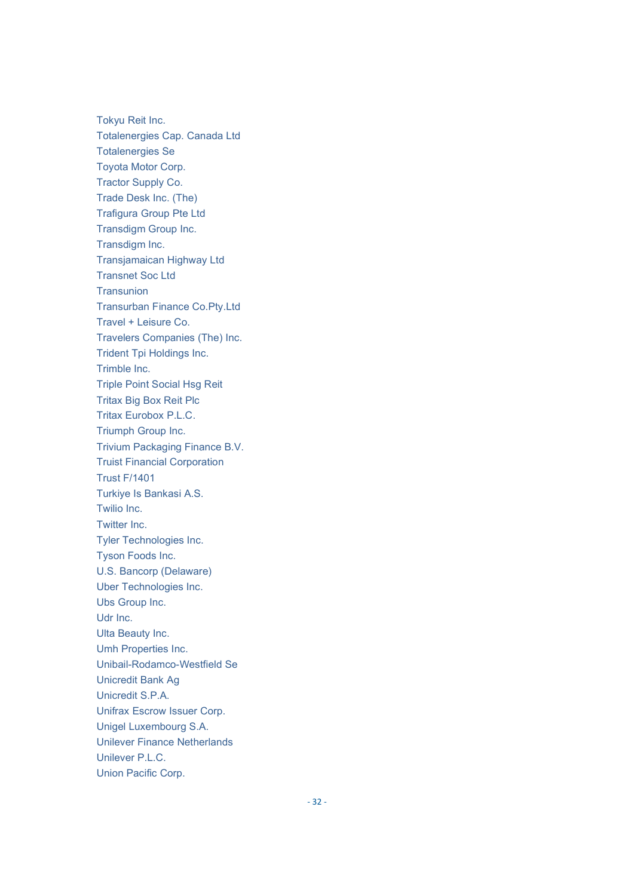Tokyu Reit Inc.
Totalenergies Cap. Canada Ltd
Totalenergies Se
Toyota Motor Corp.
Tractor Supply Co.
Trade Desk Inc. (The)
Trafigura Group Pte Ltd
Transdigm Group Inc.
Transdigm Inc.
Transjamaican Highway Ltd
Transnet Soc Ltd
Transunion
Transurban Finance Co.Pty.Ltd
Travel + Leisure Co.
Travelers Companies (The) Inc.
Trident Tpi Holdings Inc.
Trimble Inc.
Triple Point Social Hsg Reit
Tritax Big Box Reit Plc
Tritax Eurobox P.L.C.
Triumph Group Inc.
Trivium Packaging Finance B.V.
Truist Financial Corporation
Trust F/1401
Turkiye Is Bankasi A.S.
Twilio Inc.
Twitter Inc.
Tyler Technologies Inc.
Tyson Foods Inc.
U.S. Bancorp (Delaware)
Uber Technologies Inc.
Ubs Group Inc.
Udr Inc.
Ulta Beauty Inc.
Umh Properties Inc.
Unibail-Rodamco-Westfield Se
Unicredit Bank Ag
Unicredit S.P.A.
Unifrax Escrow Issuer Corp.
Unigel Luxembourg S.A.
Unilever Finance Netherlands
Unilever P.L.C.
Union Pacific Corp.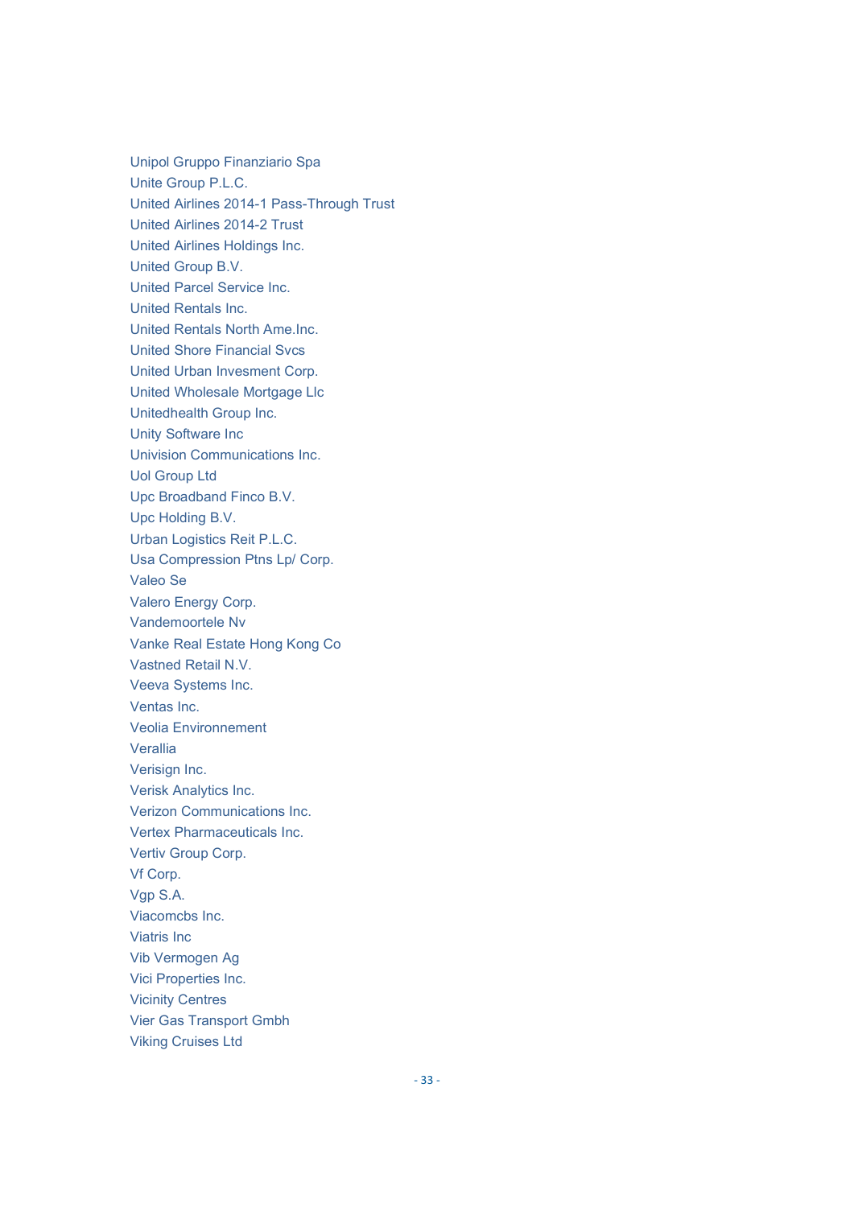Unipol Gruppo Finanziario Spa
Unite Group P.L.C.
United Airlines 2014-1 Pass-Through Trust
United Airlines 2014-2 Trust
United Airlines Holdings Inc.
United Group B.V.
United Parcel Service Inc.
United Rentals Inc.
United Rentals North Ame.Inc.
United Shore Financial Svcs
United Urban Invesment Corp.
United Wholesale Mortgage Llc
Unitedhealth Group Inc.
Unity Software Inc
Univision Communications Inc.
Uol Group Ltd
Upc Broadband Finco B.V.
Upc Holding B.V.
Urban Logistics Reit P.L.C.
Usa Compression Ptns Lp/ Corp.
Valeo Se
Valero Energy Corp.
Vandemoortele Nv
Vanke Real Estate Hong Kong Co
Vastned Retail N.V.
Veeva Systems Inc.
Ventas Inc.
Veolia Environnement
Verallia
Verisign Inc.
Verisk Analytics Inc.
Verizon Communications Inc.
Vertex Pharmaceuticals Inc.
Vertiv Group Corp.
Vf Corp.
Vgp S.A.
Viacomcbs Inc.
Viatris Inc
Vib Vermogen Ag
Vici Properties Inc.
Vicinity Centres
Vier Gas Transport Gmbh
Viking Cruises Ltd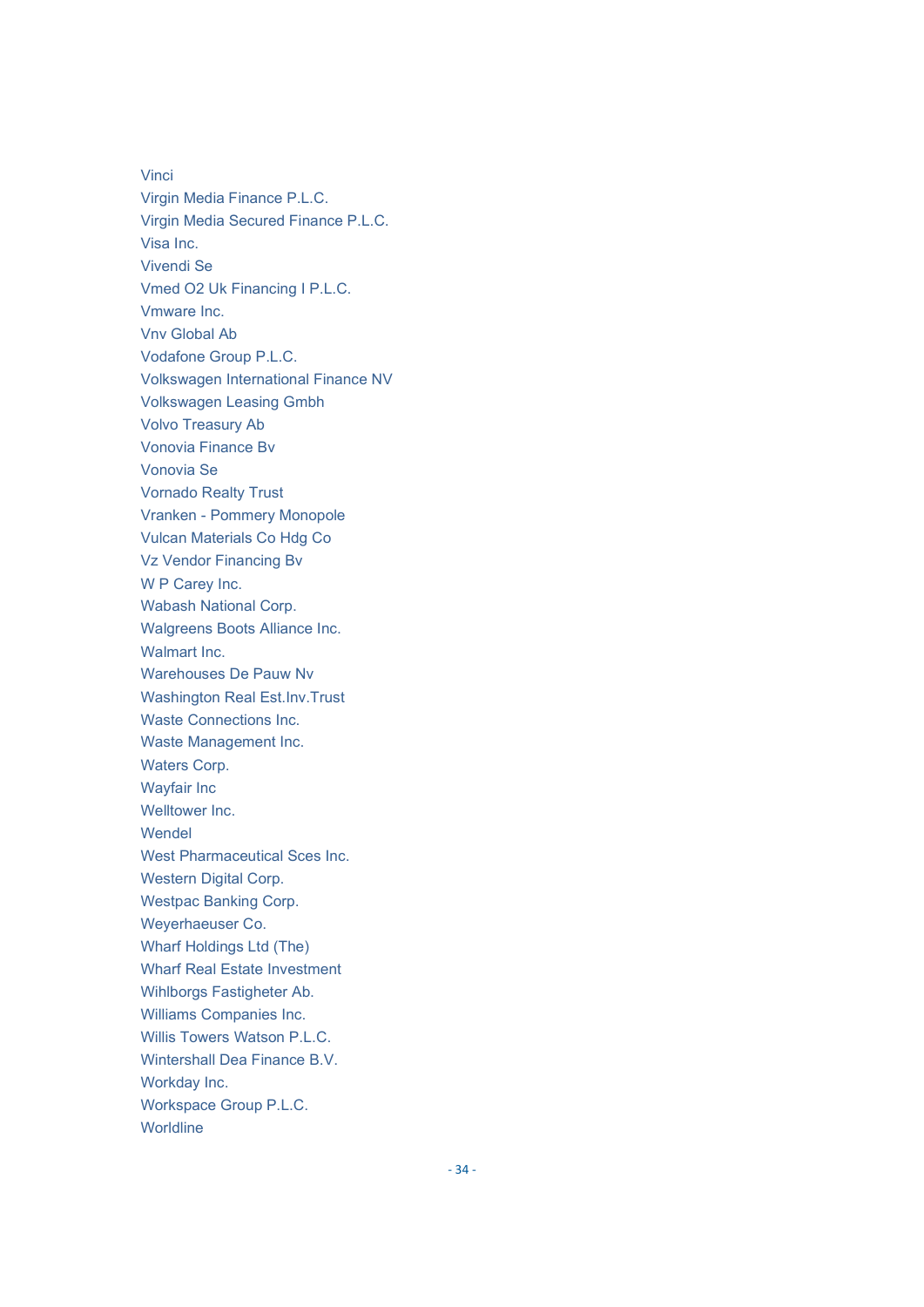Vinci
Virgin Media Finance P.L.C.
Virgin Media Secured Finance P.L.C.
Visa Inc.
Vivendi Se
Vmed O2 Uk Financing I P.L.C.
Vmware Inc.
Vnv Global Ab
Vodafone Group P.L.C.
Volkswagen International Finance NV
Volkswagen Leasing Gmbh
Volvo Treasury Ab
Vonovia Finance Bv
Vonovia Se
Vornado Realty Trust
Vranken - Pommery Monopole
Vulcan Materials Co Hdg Co
Vz Vendor Financing Bv
W P Carey Inc.
Wabash National Corp.
Walgreens Boots Alliance Inc.
Walmart Inc.
Warehouses De Pauw Nv
Washington Real Est.Inv.Trust
Waste Connections Inc.
Waste Management Inc.
Waters Corp.
Wayfair Inc
Welltower Inc.
Wendel
West Pharmaceutical Sces Inc.
Western Digital Corp.
Westpac Banking Corp.
Weyerhaeuser Co.
Wharf Holdings Ltd (The)
Wharf Real Estate Investment
Wihlborgs Fastigheter Ab.
Williams Companies Inc.
Willis Towers Watson P.L.C.
Wintershall Dea Finance B.V.
Workday Inc.
Workspace Group P.L.C.
Worldline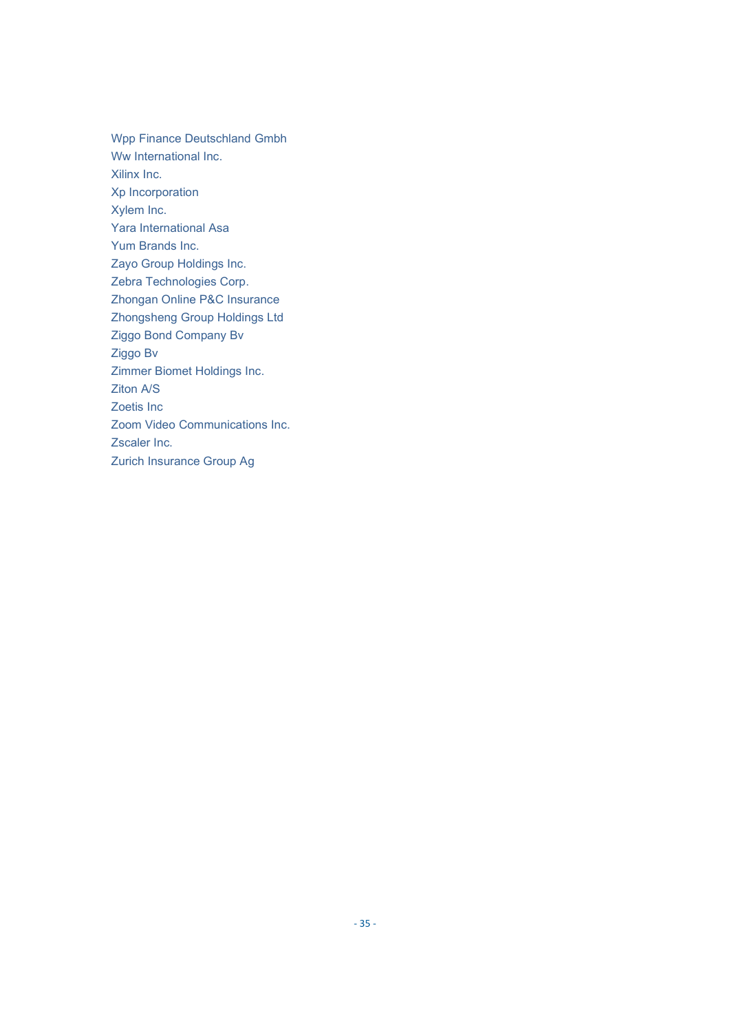Wpp Finance Deutschland Gmbh
Ww International Inc.
Xilinx Inc.
Xp Incorporation
Xylem Inc.
Yara International Asa
Yum Brands Inc.
Zayo Group Holdings Inc.
Zebra Technologies Corp.
Zhongan Online P&C Insurance
Zhongsheng Group Holdings Ltd
Ziggo Bond Company Bv
Ziggo Bv
Zimmer Biomet Holdings Inc.
Ziton A/S
Zoetis Inc
Zoom Video Communications Inc.
Zscaler Inc.
Zurich Insurance Group Ag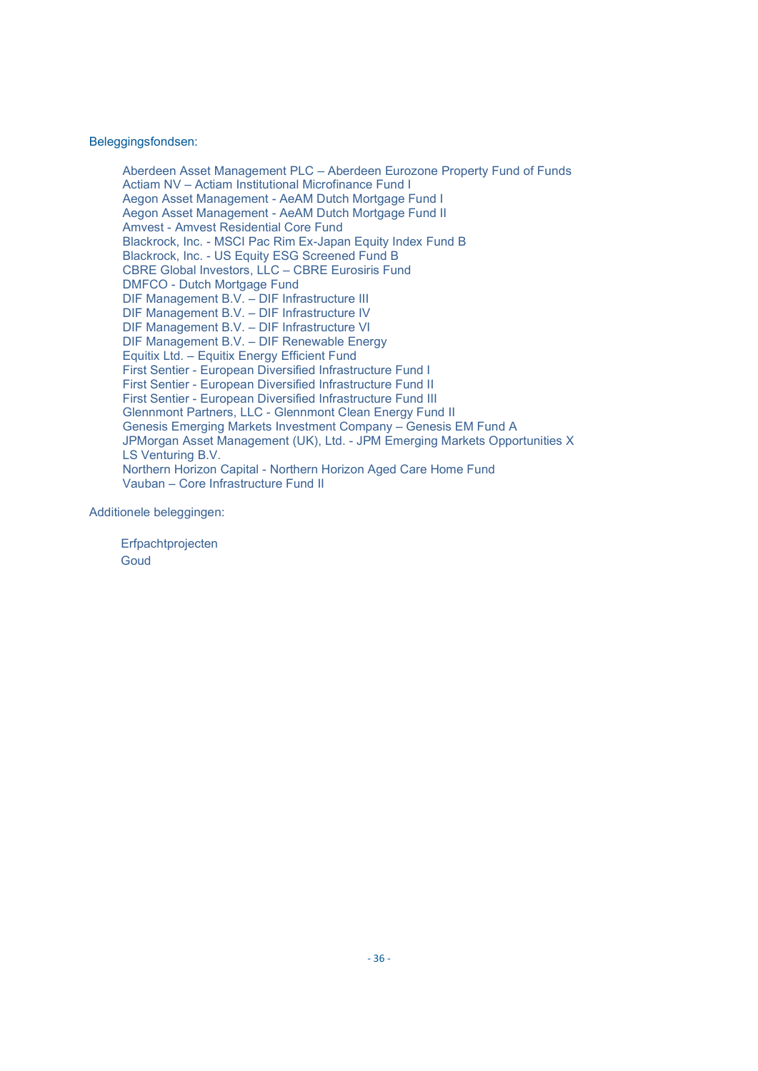Beleggingsfondsen:

- Aberdeen Asset Management PLC – Aberdeen Eurozone Property Fund of Funds
- Actiam NV – Actiam Institutional Microfinance Fund I
- Aegon Asset Management - AeAM Dutch Mortgage Fund I
- Aegon Asset Management - AeAM Dutch Mortgage Fund II
- Amvest - Amvest Residential Core Fund
- Blackrock, Inc. - MSCI Pac Rim Ex-Japan Equity Index Fund B
- Blackrock, Inc. - US Equity ESG Screened Fund B
- CBRE Global Investors, LLC – CBRE Eurosiris Fund
- DMFCO - Dutch Mortgage Fund
- DIF Management B.V. – DIF Infrastructure III
- DIF Management B.V. – DIF Infrastructure IV
- DIF Management B.V. – DIF Infrastructure VI
- DIF Management B.V. – DIF Renewable Energy
- Equitix Ltd. – Equitix Energy Efficient Fund
- First Sentier - European Diversified Infrastructure Fund I
- First Sentier - European Diversified Infrastructure Fund II
- First Sentier - European Diversified Infrastructure Fund III
- Glennmont Partners, LLC - Glennmont Clean Energy Fund II
- Genesis Emerging Markets Investment Company – Genesis EM Fund A
- JPMorgan Asset Management (UK), Ltd. - JPM Emerging Markets Opportunities X
- LS Venturing B.V.
- Northern Horizon Capital - Northern Horizon Aged Care Home Fund
- Vauban – Core Infrastructure Fund II

Additionele beleggingen:

- Erfpachtprojecten
- Goud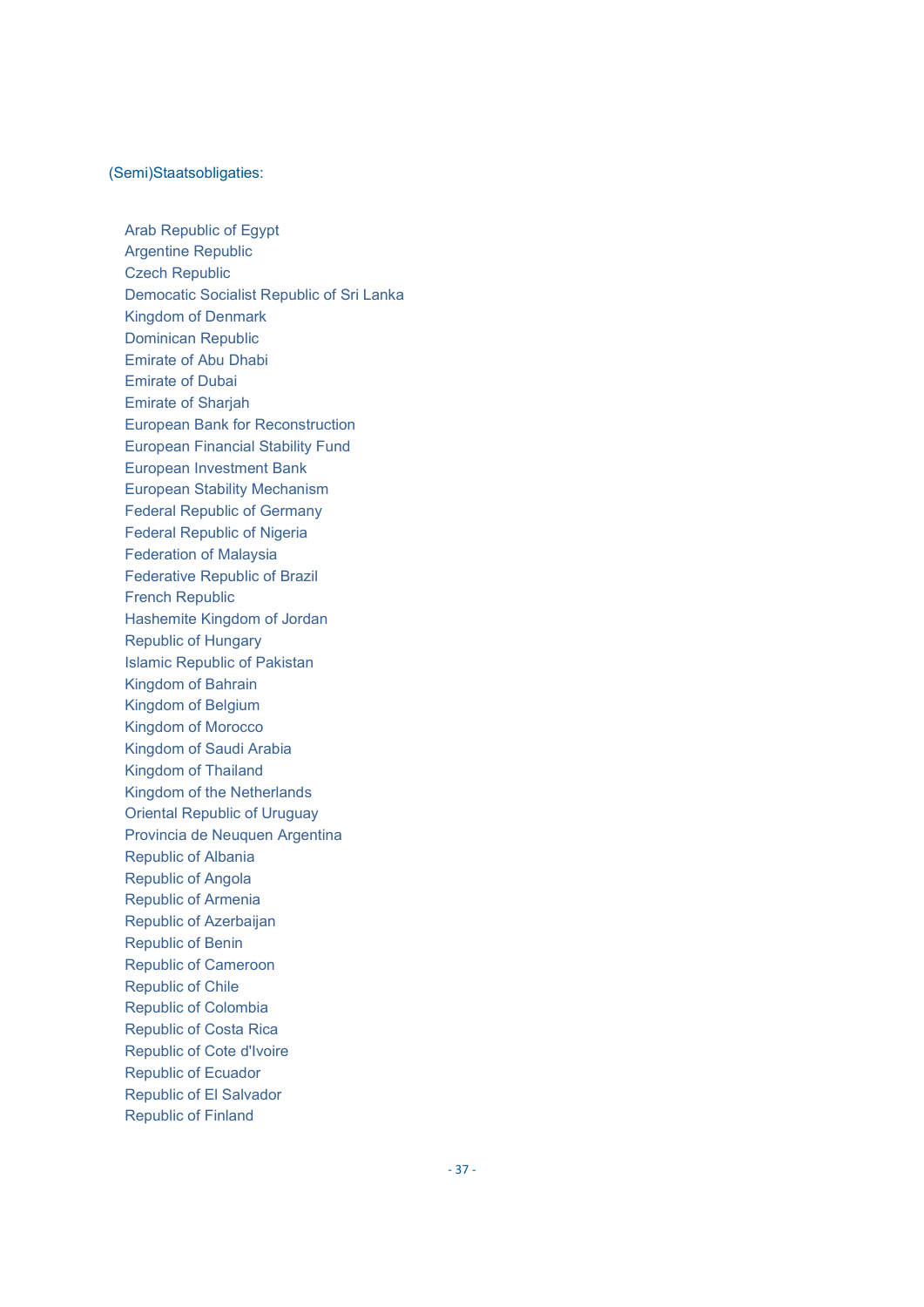(Semi)Staatsobligaties:

- Arab Republic of Egypt
- Argentine Republic
- Czech Republic
- Democatic Socialist Republic of Sri Lanka
- Kingdom of Denmark
- Dominican Republic
- Emirate of Abu Dhabi
- Emirate of Dubai
- Emirate of Sharjah
- European Bank for Reconstruction
- European Financial Stability Fund
- European Investment Bank
- European Stability Mechanism
- Federal Republic of Germany
- Federal Republic of Nigeria
- Federation of Malaysia
- Federative Republic of Brazil
- French Republic
- Hashemite Kingdom of Jordan
- Republic of Hungary
- Islamic Republic of Pakistan
- Kingdom of Bahrain
- Kingdom of Belgium
- Kingdom of Morocco
- Kingdom of Saudi Arabia
- Kingdom of Thailand
- Kingdom of the Netherlands
- Oriental Republic of Uruguay
- Provincia de Neuquen Argentina
- Republic of Albania
- Republic of Angola
- Republic of Armenia
- Republic of Azerbaijan
- Republic of Benin
- Republic of Cameroon
- Republic of Chile
- Republic of Colombia
- Republic of Costa Rica
- Republic of Cote d'Ivoire
- Republic of Ecuador
- Republic of El Salvador
- Republic of Finland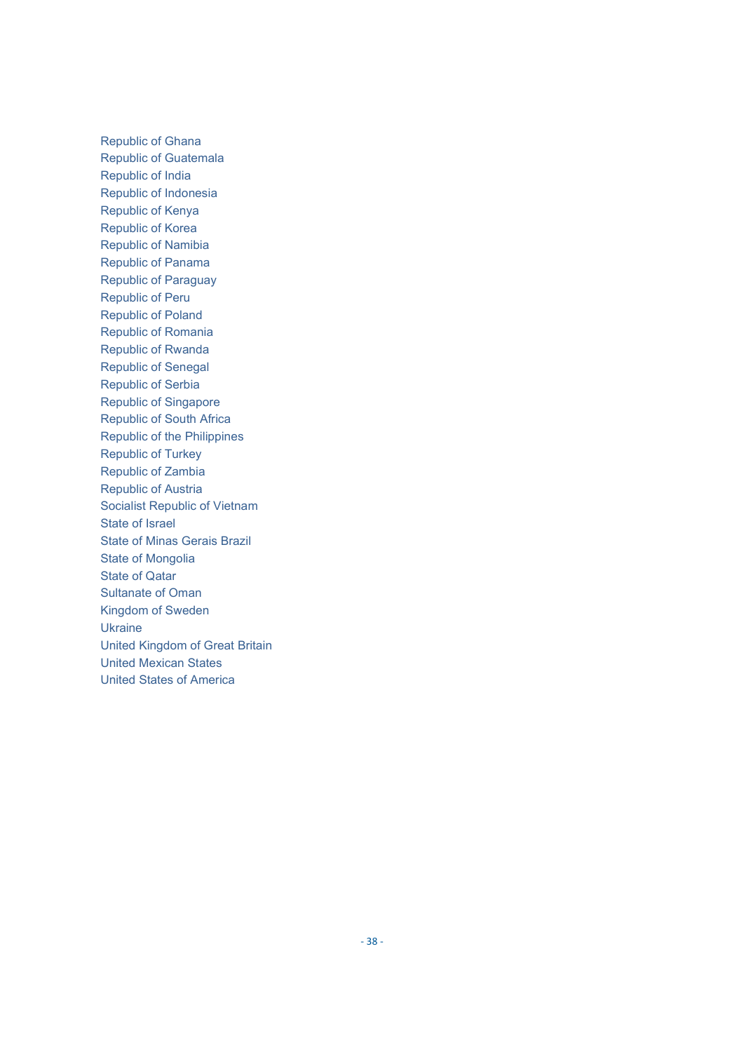Republic of Ghana
Republic of Guatemala
Republic of India
Republic of Indonesia
Republic of Kenya
Republic of Korea
Republic of Namibia
Republic of Panama
Republic of Paraguay
Republic of Peru
Republic of Poland
Republic of Romania
Republic of Rwanda
Republic of Senegal
Republic of Serbia
Republic of Singapore
Republic of South Africa
Republic of the Philippines
Republic of Turkey
Republic of Zambia
Republic of Austria
Socialist Republic of Vietnam
State of Israel
State of Minas Gerais Brazil
State of Mongolia
State of Qatar
Sultanate of Oman
Kingdom of Sweden
Ukraine
United Kingdom of Great Britain
United Mexican States
United States of America